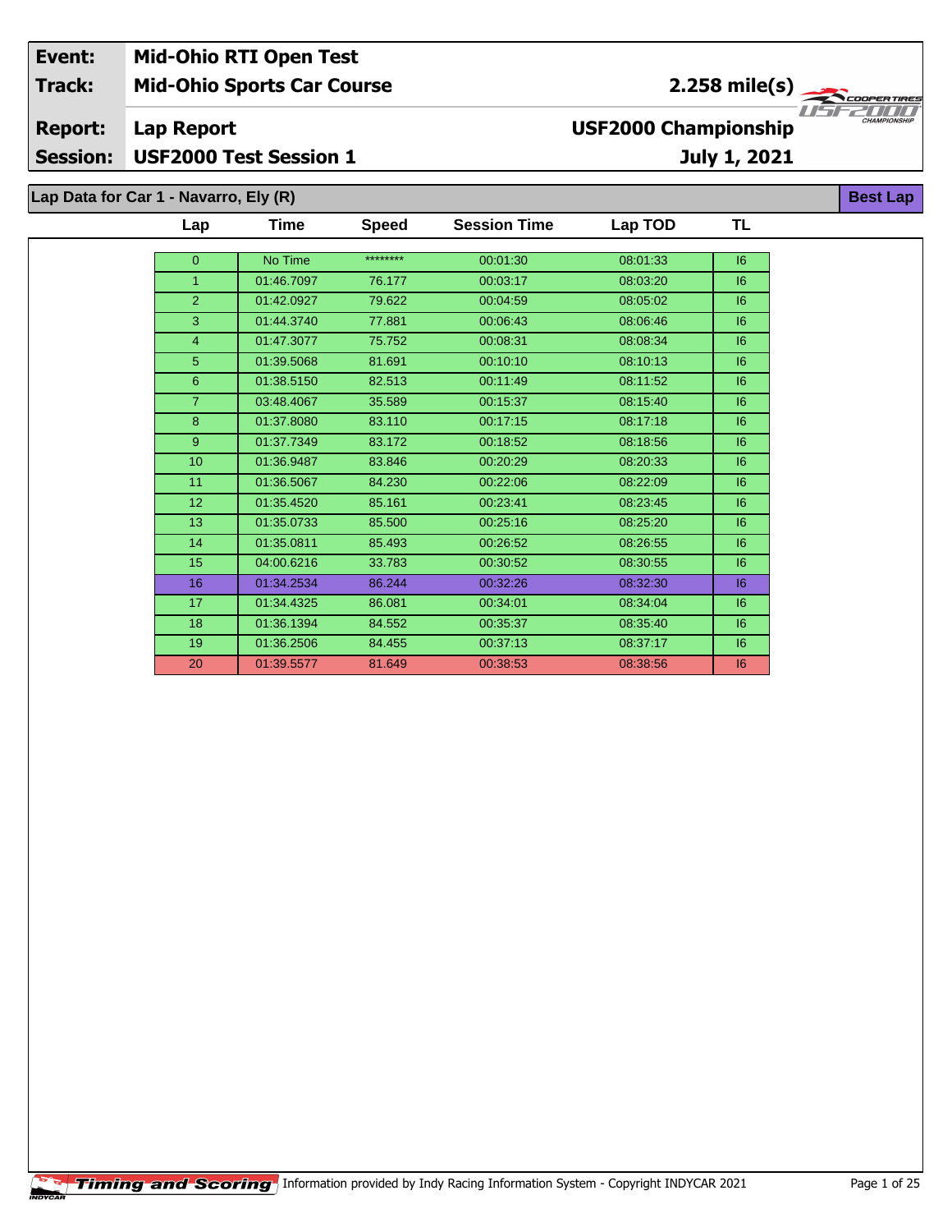| | | | |
|---|---|---|---|
| **Event:** | **Mid-Ohio RTI Open Test** | | |
| **Track:** | **Mid-Ohio Sports Car Course** | **2.258 mile(s)** | |
| **Report:** | **Lap Report** | **USF2000 Championship** | |
| **Session:** | **USF2000 Test Session 1** | **July 1, 2021** | |

## Lap Data for Car 1 - Navarro, Ely (R)

**Best Lap**

| Lap | Time | Speed | Session Time | Lap TOD | TL |
|---|---|---|---|---|---|
| 0 | No Time | ******** | 00:01:30 | 08:01:33 | I6 |
| 1 | 01:46.7097 | 76.177 | 00:03:17 | 08:03:20 | I6 |
| 2 | 01:42.0927 | 79.622 | 00:04:59 | 08:05:02 | I6 |
| 3 | 01:44.3740 | 77.881 | 00:06:43 | 08:06:46 | I6 |
| 4 | 01:47.3077 | 75.752 | 00:08:31 | 08:08:34 | I6 |
| 5 | 01:39.5068 | 81.691 | 00:10:10 | 08:10:13 | I6 |
| 6 | 01:38.5150 | 82.513 | 00:11:49 | 08:11:52 | I6 |
| 7 | 03:48.4067 | 35.589 | 00:15:37 | 08:15:40 | I6 |
| 8 | 01:37.8080 | 83.110 | 00:17:15 | 08:17:18 | I6 |
| 9 | 01:37.7349 | 83.172 | 00:18:52 | 08:18:56 | I6 |
| 10 | 01:36.9487 | 83.846 | 00:20:29 | 08:20:33 | I6 |
| 11 | 01:36.5067 | 84.230 | 00:22:06 | 08:22:09 | I6 |
| 12 | 01:35.4520 | 85.161 | 00:23:41 | 08:23:45 | I6 |
| 13 | 01:35.0733 | 85.500 | 00:25:16 | 08:25:20 | I6 |
| 14 | 01:35.0811 | 85.493 | 00:26:52 | 08:26:55 | I6 |
| 15 | 04:00.6216 | 33.783 | 00:30:52 | 08:30:55 | I6 |
| 16 | 01:34.2534 | 86.244 | 00:32:26 | 08:32:30 | I6 |
| 17 | 01:34.4325 | 86.081 | 00:34:01 | 08:34:04 | I6 |
| 18 | 01:36.1394 | 84.552 | 00:35:37 | 08:35:40 | I6 |
| 19 | 01:36.2506 | 84.455 | 00:37:13 | 08:37:17 | I6 |
| 20 | 01:39.5577 | 81.649 | 00:38:53 | 08:38:56 | I6 |

Timing and Scoring Information provided by Indy Racing Information System - Copyright INDYCAR 2021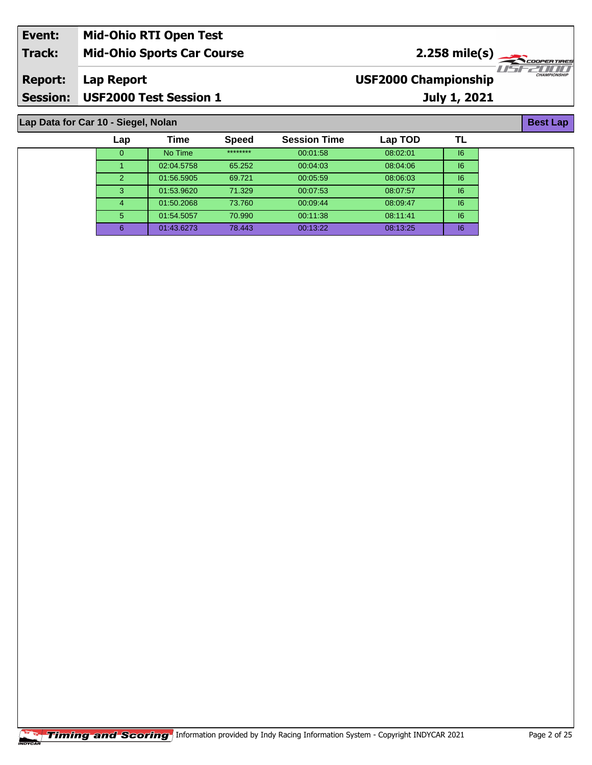| Event: | Mid-Ohio RTI Open Test | |
|---|---|---|
| Track: | Mid-Ohio Sports Car Course | 2.258 mile(s) |
| Report: | Lap Report | USF2000 Championship |
| Session: | USF2000 Test Session 1 | July 1, 2021 |

## Lap Data for Car 10 - Siegel, Nolan

**Best Lap**

| Lap | Time | Speed | Session Time | Lap TOD | TL |
|---|---|---|---|---|---|
| 0 | No Time | ******** | 00:01:58 | 08:02:01 | I6 |
| 1 | 02:04.5758 | 65.252 | 00:04:03 | 08:04:06 | I6 |
| 2 | 01:56.5905 | 69.721 | 00:05:59 | 08:06:03 | I6 |
| 3 | 01:53.9620 | 71.329 | 00:07:53 | 08:07:57 | I6 |
| 4 | 01:50.2068 | 73.760 | 00:09:44 | 08:09:47 | I6 |
| 5 | 01:54.5057 | 70.990 | 00:11:38 | 08:11:41 | I6 |
| 6 | 01:43.6273 | 78.443 | 00:13:22 | 08:13:25 | I6 |

Timing and Scoring Information provided by Indy Racing Information System - Copyright INDYCAR 2021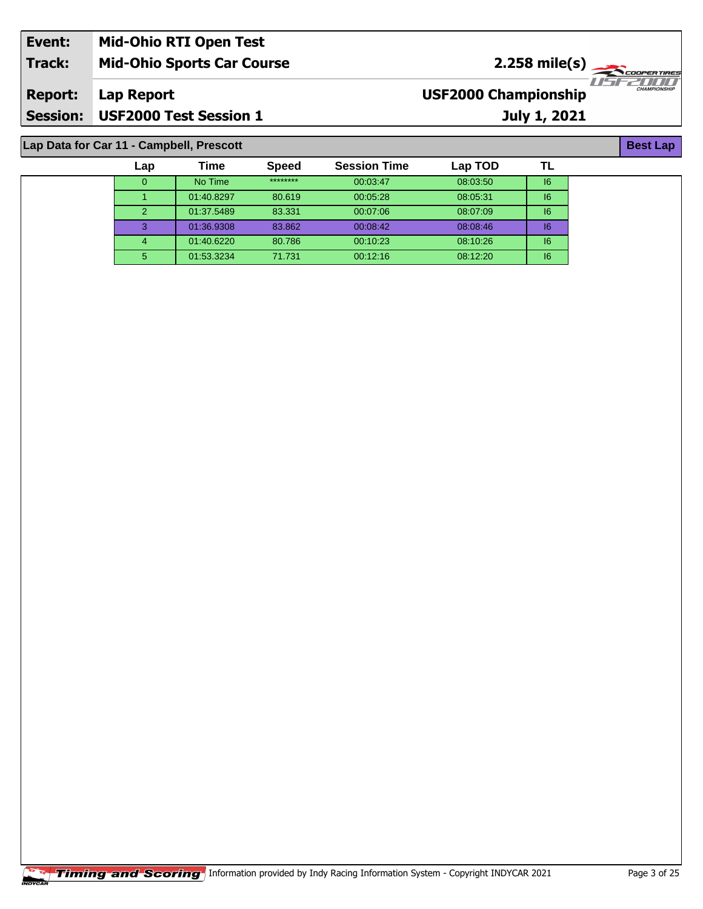| Event: | Mid-Ohio RTI Open Test | |
|---|---|---|
| Track: | Mid-Ohio Sports Car Course | 2.258 mile(s) |
| Report: | Lap Report | USF2000 Championship |
| Session: | USF2000 Test Session 1 | July 1, 2021 |

## Lap Data for Car 11 - Campbell, Prescott

**Best Lap**

| Lap | Time | Speed | Session Time | Lap TOD | TL |
|---|---|---|---|---|---|
| 0 | No Time | ******** | 00:03:47 | 08:03:50 | I6 |
| 1 | 01:40.8297 | 80.619 | 00:05:28 | 08:05:31 | I6 |
| 2 | 01:37.5489 | 83.331 | 00:07:06 | 08:07:09 | I6 |
| 3 | 01:36.9308 | 83.862 | 00:08:42 | 08:08:46 | I6 |
| 4 | 01:40.6220 | 80.786 | 00:10:23 | 08:10:26 | I6 |
| 5 | 01:53.3234 | 71.731 | 00:12:16 | 08:12:20 | I6 |

Timing and Scoring — Information provided by Indy Racing Information System - Copyright INDYCAR 2021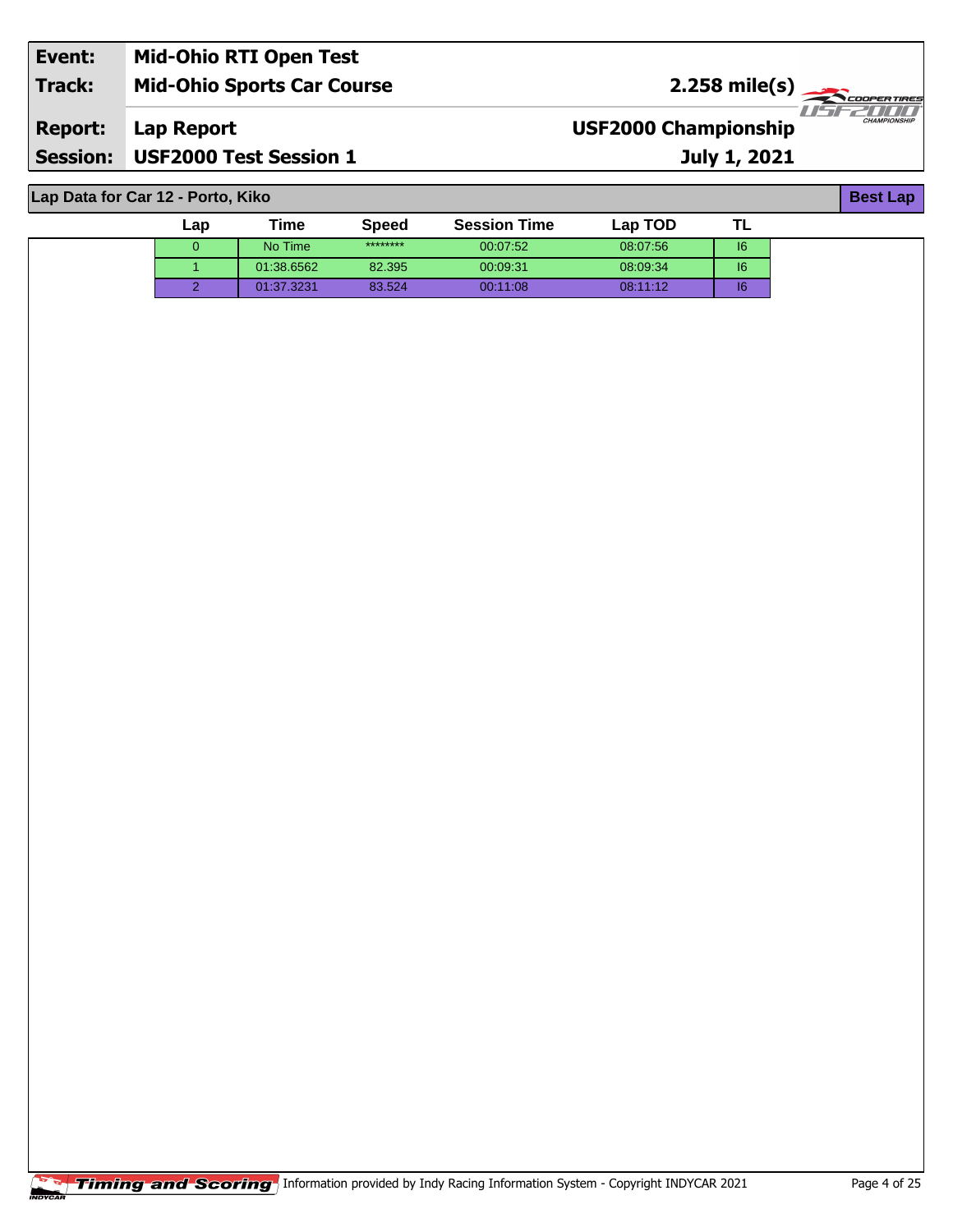| | |
|---|---|
| **Event:** | **Mid-Ohio RTI Open Test** |
| **Track:** | **Mid-Ohio Sports Car Course** — **2.258 mile(s)** |
| **Report:** | **Lap Report** — **USF2000 Championship** |
| **Session:** | **USF2000 Test Session 1** — **July 1, 2021** |

## Lap Data for Car 12 - Porto, Kiko

**Best Lap**

| Lap | Time | Speed | Session Time | Lap TOD | TL |
|---|---|---|---|---|---|
| 0 | No Time | ******** | 00:07:52 | 08:07:56 | I6 |
| 1 | 01:38.6562 | 82.395 | 00:09:31 | 08:09:34 | I6 |
| 2 | 01:37.3231 | 83.524 | 00:11:08 | 08:11:12 | I6 |

Information provided by Indy Racing Information System - Copyright INDYCAR 2021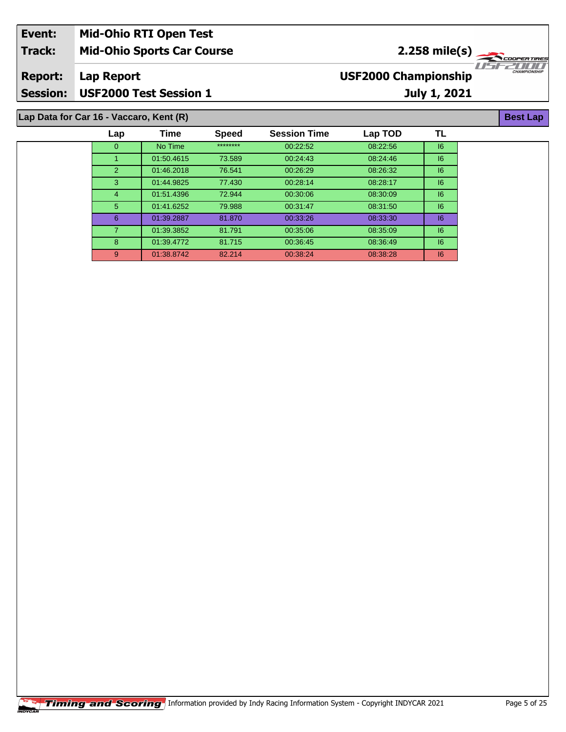| **Event:** | **Mid-Ohio RTI Open Test** | |
|---|---|---|
| **Track:** | **Mid-Ohio Sports Car Course** | **2.258 mile(s)** |
| **Report:** | **Lap Report** | **USF2000 Championship** |
| **Session:** | **USF2000 Test Session 1** | **July 1, 2021** |

## Lap Data for Car 16 - Vaccaro, Kent (R)

**Best Lap**

| Lap | Time | Speed | Session Time | Lap TOD | TL |
|---|---|---|---|---|---|
| 0 | No Time | ******** | 00:22:52 | 08:22:56 | I6 |
| 1 | 01:50.4615 | 73.589 | 00:24:43 | 08:24:46 | I6 |
| 2 | 01:46.2018 | 76.541 | 00:26:29 | 08:26:32 | I6 |
| 3 | 01:44.9825 | 77.430 | 00:28:14 | 08:28:17 | I6 |
| 4 | 01:51.4396 | 72.944 | 00:30:06 | 08:30:09 | I6 |
| 5 | 01:41.6252 | 79.988 | 00:31:47 | 08:31:50 | I6 |
| 6 | 01:39.2887 | 81.870 | 00:33:26 | 08:33:30 | I6 |
| 7 | 01:39.3852 | 81.791 | 00:35:06 | 08:35:09 | I6 |
| 8 | 01:39.4772 | 81.715 | 00:36:45 | 08:36:49 | I6 |
| 9 | 01:38.8742 | 82.214 | 00:38:24 | 08:38:28 | I6 |

Timing and Scoring Information provided by Indy Racing Information System - Copyright INDYCAR 2021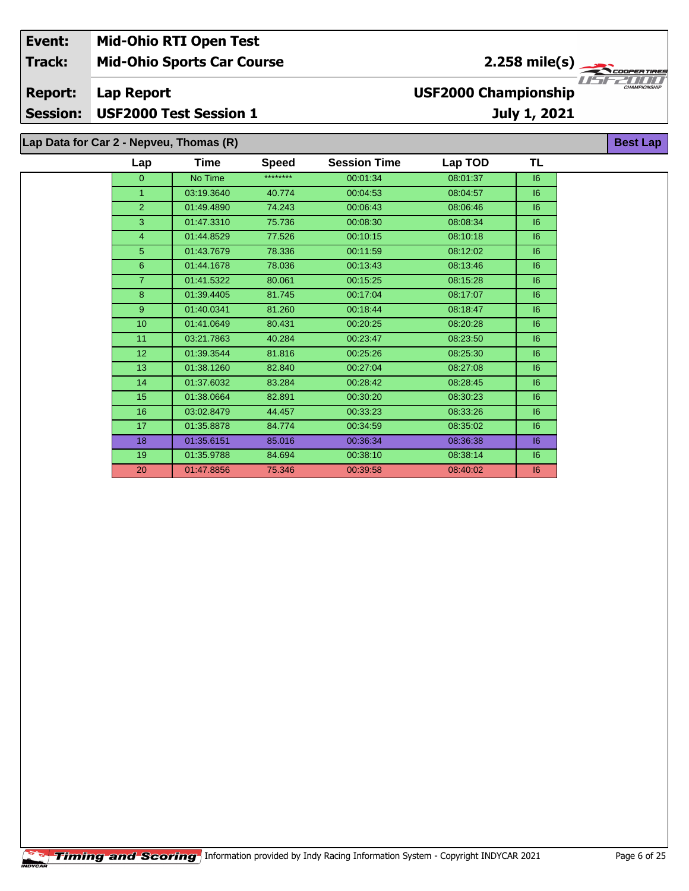| Event: | Mid-Ohio RTI Open Test | |
|---|---|---|
| Track: | Mid-Ohio Sports Car Course | 2.258 mile(s) |
| Report: | Lap Report | USF2000 Championship |
| Session: | USF2000 Test Session 1 | July 1, 2021 |

## Lap Data for Car 2 - Nepveu, Thomas (R)

**Best Lap**

| Lap | Time | Speed | Session Time | Lap TOD | TL |
|---|---|---|---|---|---|
| 0 | No Time | ******** | 00:01:34 | 08:01:37 | I6 |
| 1 | 03:19.3640 | 40.774 | 00:04:53 | 08:04:57 | I6 |
| 2 | 01:49.4890 | 74.243 | 00:06:43 | 08:06:46 | I6 |
| 3 | 01:47.3310 | 75.736 | 00:08:30 | 08:08:34 | I6 |
| 4 | 01:44.8529 | 77.526 | 00:10:15 | 08:10:18 | I6 |
| 5 | 01:43.7679 | 78.336 | 00:11:59 | 08:12:02 | I6 |
| 6 | 01:44.1678 | 78.036 | 00:13:43 | 08:13:46 | I6 |
| 7 | 01:41.5322 | 80.061 | 00:15:25 | 08:15:28 | I6 |
| 8 | 01:39.4405 | 81.745 | 00:17:04 | 08:17:07 | I6 |
| 9 | 01:40.0341 | 81.260 | 00:18:44 | 08:18:47 | I6 |
| 10 | 01:41.0649 | 80.431 | 00:20:25 | 08:20:28 | I6 |
| 11 | 03:21.7863 | 40.284 | 00:23:47 | 08:23:50 | I6 |
| 12 | 01:39.3544 | 81.816 | 00:25:26 | 08:25:30 | I6 |
| 13 | 01:38.1260 | 82.840 | 00:27:04 | 08:27:08 | I6 |
| 14 | 01:37.6032 | 83.284 | 00:28:42 | 08:28:45 | I6 |
| 15 | 01:38.0664 | 82.891 | 00:30:20 | 08:30:23 | I6 |
| 16 | 03:02.8479 | 44.457 | 00:33:23 | 08:33:26 | I6 |
| 17 | 01:35.8878 | 84.774 | 00:34:59 | 08:35:02 | I6 |
| 18 | 01:35.6151 | 85.016 | 00:36:34 | 08:36:38 | I6 |
| 19 | 01:35.9788 | 84.694 | 00:38:10 | 08:38:14 | I6 |
| 20 | 01:47.8856 | 75.346 | 00:39:58 | 08:40:02 | I6 |

Information provided by Indy Racing Information System - Copyright INDYCAR 2021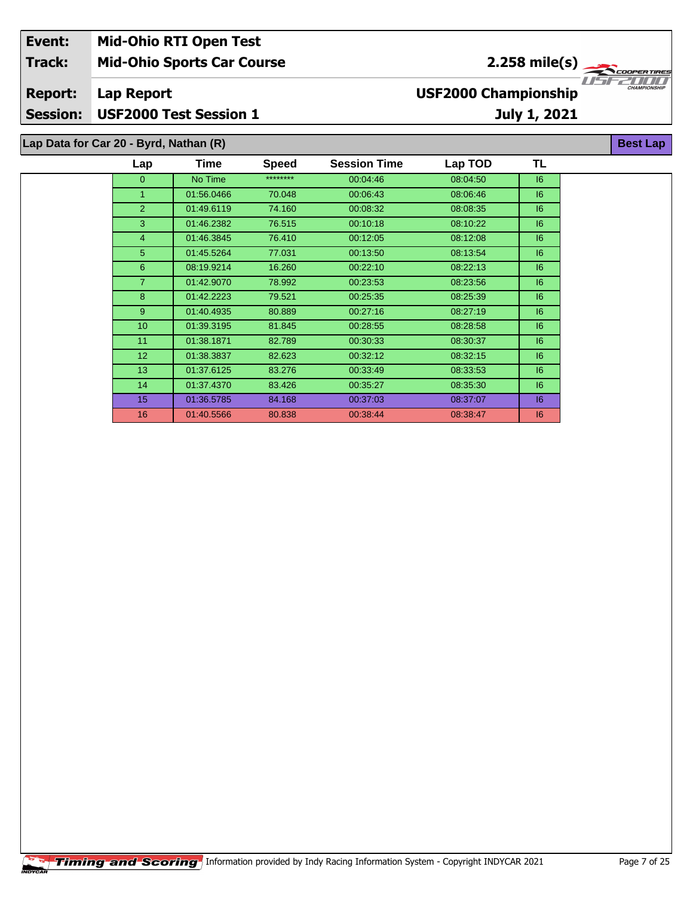| Event: | Mid-Ohio RTI Open Test | |
|---|---|---|
| Track: | Mid-Ohio Sports Car Course | 2.258 mile(s) |
| Report: | Lap Report | USF2000 Championship |
| Session: | USF2000 Test Session 1 | July 1, 2021 |

## Lap Data for Car 20 - Byrd, Nathan (R)

Best Lap

| Lap | Time | Speed | Session Time | Lap TOD | TL |
|---|---|---|---|---|---|
| 0 | No Time | ******** | 00:04:46 | 08:04:50 | I6 |
| 1 | 01:56.0466 | 70.048 | 00:06:43 | 08:06:46 | I6 |
| 2 | 01:49.6119 | 74.160 | 00:08:32 | 08:08:35 | I6 |
| 3 | 01:46.2382 | 76.515 | 00:10:18 | 08:10:22 | I6 |
| 4 | 01:46.3845 | 76.410 | 00:12:05 | 08:12:08 | I6 |
| 5 | 01:45.5264 | 77.031 | 00:13:50 | 08:13:54 | I6 |
| 6 | 08:19.9214 | 16.260 | 00:22:10 | 08:22:13 | I6 |
| 7 | 01:42.9070 | 78.992 | 00:23:53 | 08:23:56 | I6 |
| 8 | 01:42.2223 | 79.521 | 00:25:35 | 08:25:39 | I6 |
| 9 | 01:40.4935 | 80.889 | 00:27:16 | 08:27:19 | I6 |
| 10 | 01:39.3195 | 81.845 | 00:28:55 | 08:28:58 | I6 |
| 11 | 01:38.1871 | 82.789 | 00:30:33 | 08:30:37 | I6 |
| 12 | 01:38.3837 | 82.623 | 00:32:12 | 08:32:15 | I6 |
| 13 | 01:37.6125 | 83.276 | 00:33:49 | 08:33:53 | I6 |
| 14 | 01:37.4370 | 83.426 | 00:35:27 | 08:35:30 | I6 |
| 15 | 01:36.5785 | 84.168 | 00:37:03 | 08:37:07 | I6 |
| 16 | 01:40.5566 | 80.838 | 00:38:44 | 08:38:47 | I6 |

Timing and Scoring Information provided by Indy Racing Information System - Copyright INDYCAR 2021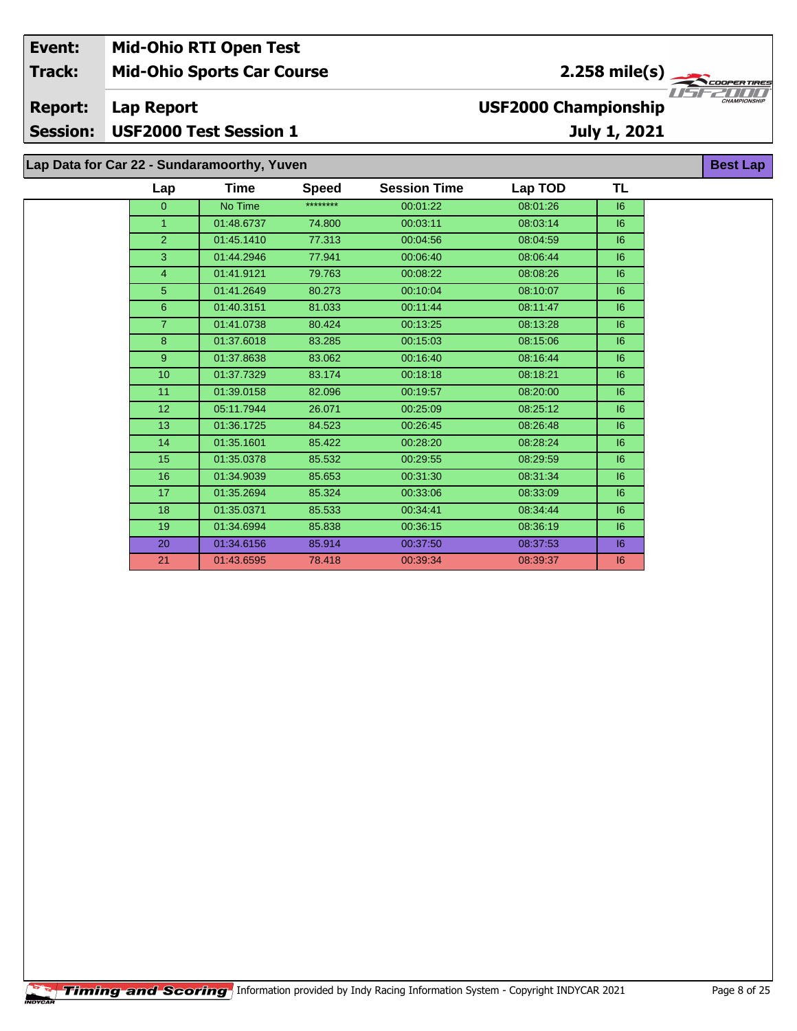| Event: | Mid-Ohio RTI Open Test | |
|---|---|---|
| Track: | Mid-Ohio Sports Car Course | 2.258 mile(s) |
| Report: | Lap Report | USF2000 Championship |
| Session: | USF2000 Test Session 1 | July 1, 2021 |

## Lap Data for Car 22 - Sundaramoorthy, Yuven

**Best Lap**

| Lap | Time | Speed | Session Time | Lap TOD | TL |
|---|---|---|---|---|---|
| 0 | No Time | ******** | 00:01:22 | 08:01:26 | I6 |
| 1 | 01:48.6737 | 74.800 | 00:03:11 | 08:03:14 | I6 |
| 2 | 01:45.1410 | 77.313 | 00:04:56 | 08:04:59 | I6 |
| 3 | 01:44.2946 | 77.941 | 00:06:40 | 08:06:44 | I6 |
| 4 | 01:41.9121 | 79.763 | 00:08:22 | 08:08:26 | I6 |
| 5 | 01:41.2649 | 80.273 | 00:10:04 | 08:10:07 | I6 |
| 6 | 01:40.3151 | 81.033 | 00:11:44 | 08:11:47 | I6 |
| 7 | 01:41.0738 | 80.424 | 00:13:25 | 08:13:28 | I6 |
| 8 | 01:37.6018 | 83.285 | 00:15:03 | 08:15:06 | I6 |
| 9 | 01:37.8638 | 83.062 | 00:16:40 | 08:16:44 | I6 |
| 10 | 01:37.7329 | 83.174 | 00:18:18 | 08:18:21 | I6 |
| 11 | 01:39.0158 | 82.096 | 00:19:57 | 08:20:00 | I6 |
| 12 | 05:11.7944 | 26.071 | 00:25:09 | 08:25:12 | I6 |
| 13 | 01:36.1725 | 84.523 | 00:26:45 | 08:26:48 | I6 |
| 14 | 01:35.1601 | 85.422 | 00:28:20 | 08:28:24 | I6 |
| 15 | 01:35.0378 | 85.532 | 00:29:55 | 08:29:59 | I6 |
| 16 | 01:34.9039 | 85.653 | 00:31:30 | 08:31:34 | I6 |
| 17 | 01:35.2694 | 85.324 | 00:33:06 | 08:33:09 | I6 |
| 18 | 01:35.0371 | 85.533 | 00:34:41 | 08:34:44 | I6 |
| 19 | 01:34.6994 | 85.838 | 00:36:15 | 08:36:19 | I6 |
| 20 | 01:34.6156 | 85.914 | 00:37:50 | 08:37:53 | I6 |
| 21 | 01:43.6595 | 78.418 | 00:39:34 | 08:39:37 | I6 |

Timing and Scoring Information provided by Indy Racing Information System - Copyright INDYCAR 2021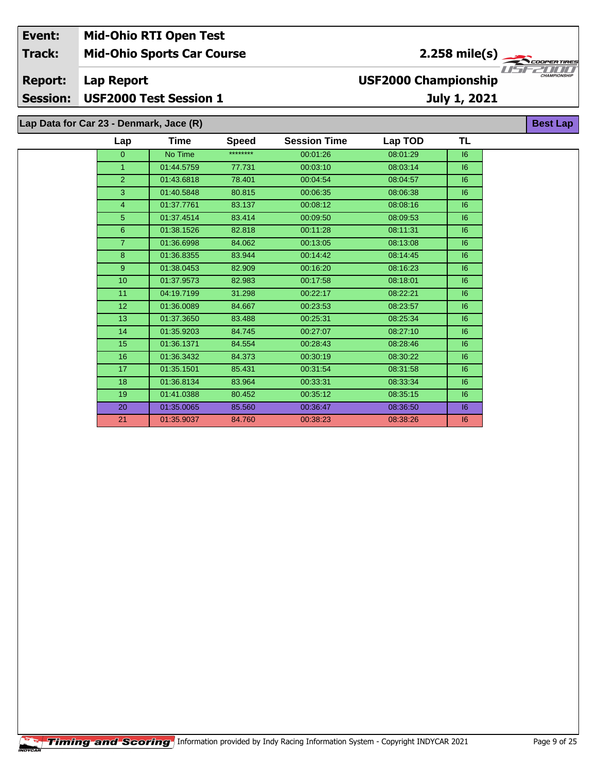| Event: | Mid-Ohio RTI Open Test | |
|---|---|---|
| Track: | Mid-Ohio Sports Car Course | 2.258 mile(s) |
| Report: | Lap Report | USF2000 Championship |
| Session: | USF2000 Test Session 1 | July 1, 2021 |

## Lap Data for Car 23 - Denmark, Jace (R)

**Best Lap**

| Lap | Time | Speed | Session Time | Lap TOD | TL |
|---|---|---|---|---|---|
| 0 | No Time | ******** | 00:01:26 | 08:01:29 | I6 |
| 1 | 01:44.5759 | 77.731 | 00:03:10 | 08:03:14 | I6 |
| 2 | 01:43.6818 | 78.401 | 00:04:54 | 08:04:57 | I6 |
| 3 | 01:40.5848 | 80.815 | 00:06:35 | 08:06:38 | I6 |
| 4 | 01:37.7761 | 83.137 | 00:08:12 | 08:08:16 | I6 |
| 5 | 01:37.4514 | 83.414 | 00:09:50 | 08:09:53 | I6 |
| 6 | 01:38.1526 | 82.818 | 00:11:28 | 08:11:31 | I6 |
| 7 | 01:36.6998 | 84.062 | 00:13:05 | 08:13:08 | I6 |
| 8 | 01:36.8355 | 83.944 | 00:14:42 | 08:14:45 | I6 |
| 9 | 01:38.0453 | 82.909 | 00:16:20 | 08:16:23 | I6 |
| 10 | 01:37.9573 | 82.983 | 00:17:58 | 08:18:01 | I6 |
| 11 | 04:19.7199 | 31.298 | 00:22:17 | 08:22:21 | I6 |
| 12 | 01:36.0089 | 84.667 | 00:23:53 | 08:23:57 | I6 |
| 13 | 01:37.3650 | 83.488 | 00:25:31 | 08:25:34 | I6 |
| 14 | 01:35.9203 | 84.745 | 00:27:07 | 08:27:10 | I6 |
| 15 | 01:36.1371 | 84.554 | 00:28:43 | 08:28:46 | I6 |
| 16 | 01:36.3432 | 84.373 | 00:30:19 | 08:30:22 | I6 |
| 17 | 01:35.1501 | 85.431 | 00:31:54 | 08:31:58 | I6 |
| 18 | 01:36.8134 | 83.964 | 00:33:31 | 08:33:34 | I6 |
| 19 | 01:41.0388 | 80.452 | 00:35:12 | 08:35:15 | I6 |
| 20 | 01:35.0065 | 85.560 | 00:36:47 | 08:36:50 | I6 |
| 21 | 01:35.9037 | 84.760 | 00:38:23 | 08:38:26 | I6 |

Timing and Scoring Information provided by Indy Racing Information System - Copyright INDYCAR 2021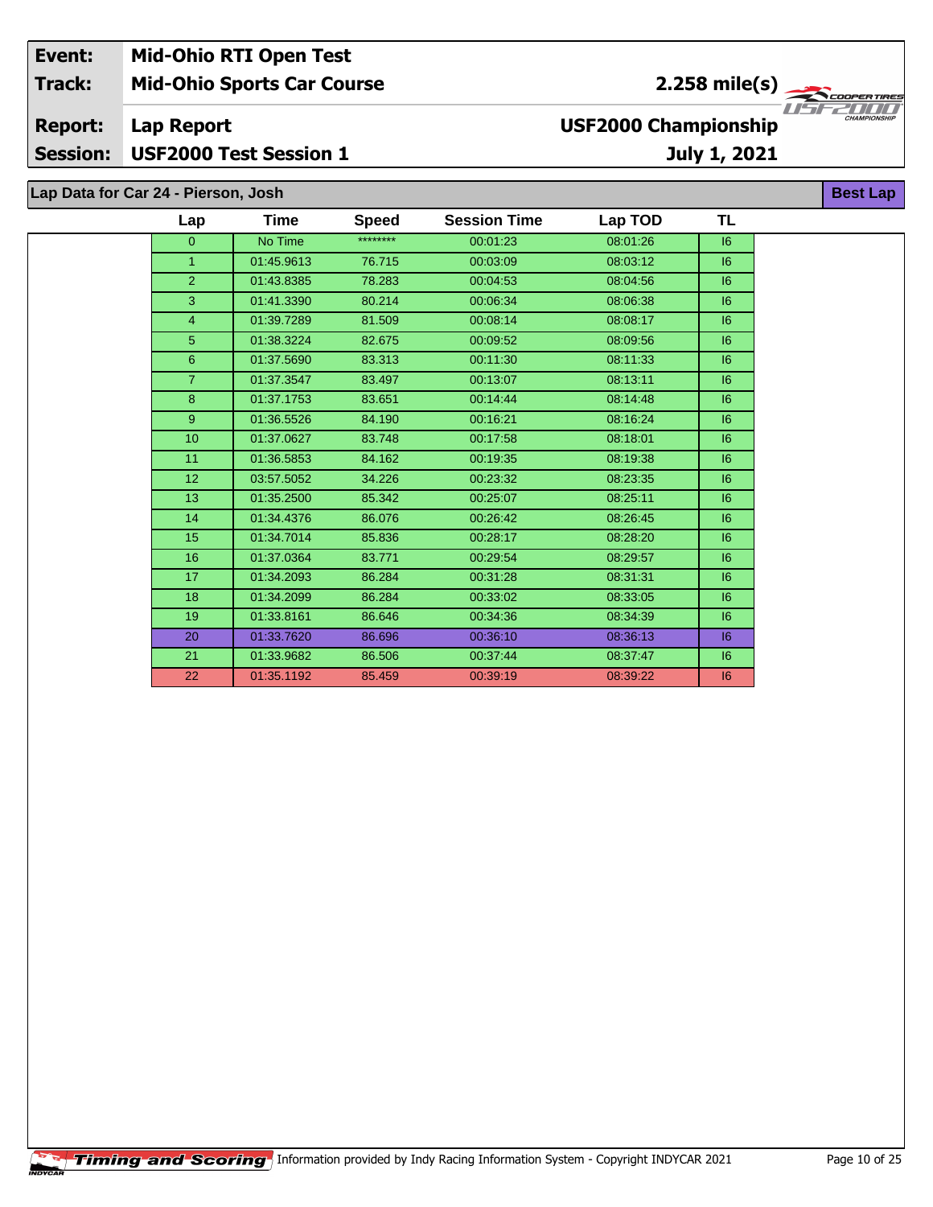| Event: | Mid-Ohio RTI Open Test | |
|---|---|---|
| Track: | Mid-Ohio Sports Car Course | 2.258 mile(s) |
| Report: | Lap Report | USF2000 Championship |
| Session: | USF2000 Test Session 1 | July 1, 2021 |

## Lap Data for Car 24 - Pierson, Josh

**Best Lap**

| Lap | Time | Speed | Session Time | Lap TOD | TL |
|---|---|---|---|---|---|
| 0 | No Time | ******** | 00:01:23 | 08:01:26 | I6 |
| 1 | 01:45.9613 | 76.715 | 00:03:09 | 08:03:12 | I6 |
| 2 | 01:43.8385 | 78.283 | 00:04:53 | 08:04:56 | I6 |
| 3 | 01:41.3390 | 80.214 | 00:06:34 | 08:06:38 | I6 |
| 4 | 01:39.7289 | 81.509 | 00:08:14 | 08:08:17 | I6 |
| 5 | 01:38.3224 | 82.675 | 00:09:52 | 08:09:56 | I6 |
| 6 | 01:37.5690 | 83.313 | 00:11:30 | 08:11:33 | I6 |
| 7 | 01:37.3547 | 83.497 | 00:13:07 | 08:13:11 | I6 |
| 8 | 01:37.1753 | 83.651 | 00:14:44 | 08:14:48 | I6 |
| 9 | 01:36.5526 | 84.190 | 00:16:21 | 08:16:24 | I6 |
| 10 | 01:37.0627 | 83.748 | 00:17:58 | 08:18:01 | I6 |
| 11 | 01:36.5853 | 84.162 | 00:19:35 | 08:19:38 | I6 |
| 12 | 03:57.5052 | 34.226 | 00:23:32 | 08:23:35 | I6 |
| 13 | 01:35.2500 | 85.342 | 00:25:07 | 08:25:11 | I6 |
| 14 | 01:34.4376 | 86.076 | 00:26:42 | 08:26:45 | I6 |
| 15 | 01:34.7014 | 85.836 | 00:28:17 | 08:28:20 | I6 |
| 16 | 01:37.0364 | 83.771 | 00:29:54 | 08:29:57 | I6 |
| 17 | 01:34.2093 | 86.284 | 00:31:28 | 08:31:31 | I6 |
| 18 | 01:34.2099 | 86.284 | 00:33:02 | 08:33:05 | I6 |
| 19 | 01:33.8161 | 86.646 | 00:34:36 | 08:34:39 | I6 |
| 20 | 01:33.7620 | 86.696 | 00:36:10 | 08:36:13 | I6 |
| 21 | 01:33.9682 | 86.506 | 00:37:44 | 08:37:47 | I6 |
| 22 | 01:35.1192 | 85.459 | 00:39:19 | 08:39:22 | I6 |

Timing and Scoring Information provided by Indy Racing Information System - Copyright INDYCAR 2021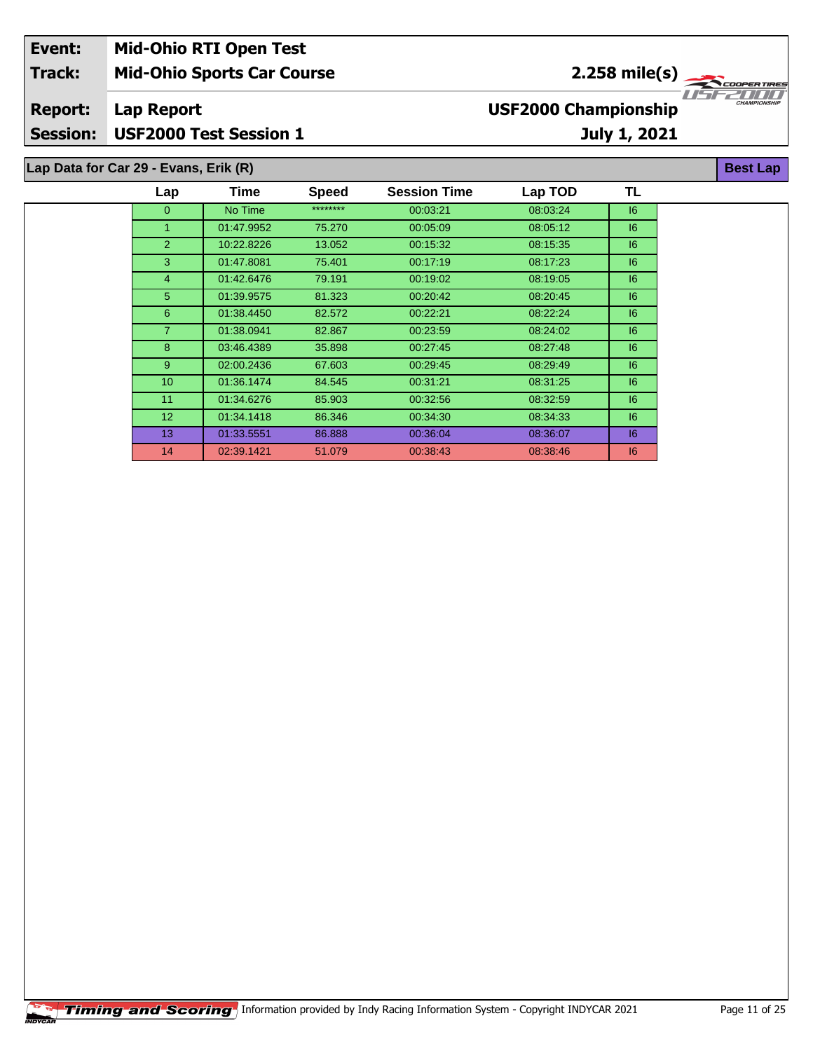| Event: | Mid-Ohio RTI Open Test | |
|---|---|---|
| Track: | Mid-Ohio Sports Car Course | 2.258 mile(s) |
| Report: | Lap Report | USF2000 Championship |
| Session: | USF2000 Test Session 1 | July 1, 2021 |

## Lap Data for Car 29 - Evans, Erik (R)

**Best Lap**

| Lap | Time | Speed | Session Time | Lap TOD | TL |
|---|---|---|---|---|---|
| 0 | No Time | ******** | 00:03:21 | 08:03:24 | I6 |
| 1 | 01:47.9952 | 75.270 | 00:05:09 | 08:05:12 | I6 |
| 2 | 10:22.8226 | 13.052 | 00:15:32 | 08:15:35 | I6 |
| 3 | 01:47.8081 | 75.401 | 00:17:19 | 08:17:23 | I6 |
| 4 | 01:42.6476 | 79.191 | 00:19:02 | 08:19:05 | I6 |
| 5 | 01:39.9575 | 81.323 | 00:20:42 | 08:20:45 | I6 |
| 6 | 01:38.4450 | 82.572 | 00:22:21 | 08:22:24 | I6 |
| 7 | 01:38.0941 | 82.867 | 00:23:59 | 08:24:02 | I6 |
| 8 | 03:46.4389 | 35.898 | 00:27:45 | 08:27:48 | I6 |
| 9 | 02:00.2436 | 67.603 | 00:29:45 | 08:29:49 | I6 |
| 10 | 01:36.1474 | 84.545 | 00:31:21 | 08:31:25 | I6 |
| 11 | 01:34.6276 | 85.903 | 00:32:56 | 08:32:59 | I6 |
| 12 | 01:34.1418 | 86.346 | 00:34:30 | 08:34:33 | I6 |
| 13 | 01:33.5551 | 86.888 | 00:36:04 | 08:36:07 | I6 |
| 14 | 02:39.1421 | 51.079 | 00:38:43 | 08:38:46 | I6 |

Information provided by Indy Racing Information System - Copyright INDYCAR 2021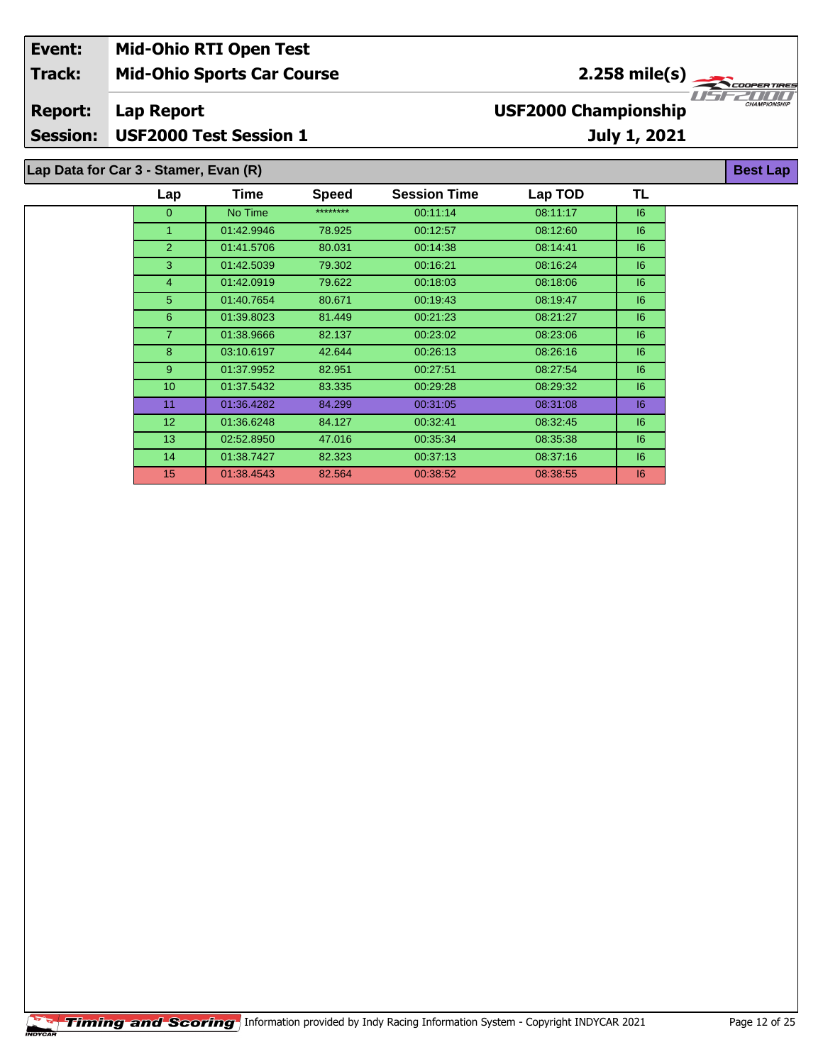| Event: | Mid-Ohio RTI Open Test | |
|---|---|---|
| Track: | Mid-Ohio Sports Car Course | 2.258 mile(s) |
| Report: | Lap Report | USF2000 Championship |
| Session: | USF2000 Test Session 1 | July 1, 2021 |

## Lap Data for Car 3 - Stamer, Evan (R)

**Best Lap**

| Lap | Time | Speed | Session Time | Lap TOD | TL |
|---|---|---|---|---|---|
| 0 | No Time | ******** | 00:11:14 | 08:11:17 | I6 |
| 1 | 01:42.9946 | 78.925 | 00:12:57 | 08:12:60 | I6 |
| 2 | 01:41.5706 | 80.031 | 00:14:38 | 08:14:41 | I6 |
| 3 | 01:42.5039 | 79.302 | 00:16:21 | 08:16:24 | I6 |
| 4 | 01:42.0919 | 79.622 | 00:18:03 | 08:18:06 | I6 |
| 5 | 01:40.7654 | 80.671 | 00:19:43 | 08:19:47 | I6 |
| 6 | 01:39.8023 | 81.449 | 00:21:23 | 08:21:27 | I6 |
| 7 | 01:38.9666 | 82.137 | 00:23:02 | 08:23:06 | I6 |
| 8 | 03:10.6197 | 42.644 | 00:26:13 | 08:26:16 | I6 |
| 9 | 01:37.9952 | 82.951 | 00:27:51 | 08:27:54 | I6 |
| 10 | 01:37.5432 | 83.335 | 00:29:28 | 08:29:32 | I6 |
| 11 | 01:36.4282 | 84.299 | 00:31:05 | 08:31:08 | I6 |
| 12 | 01:36.6248 | 84.127 | 00:32:41 | 08:32:45 | I6 |
| 13 | 02:52.8950 | 47.016 | 00:35:34 | 08:35:38 | I6 |
| 14 | 01:38.7427 | 82.323 | 00:37:13 | 08:37:16 | I6 |
| 15 | 01:38.4543 | 82.564 | 00:38:52 | 08:38:55 | I6 |

Timing and Scoring Information provided by Indy Racing Information System - Copyright INDYCAR 2021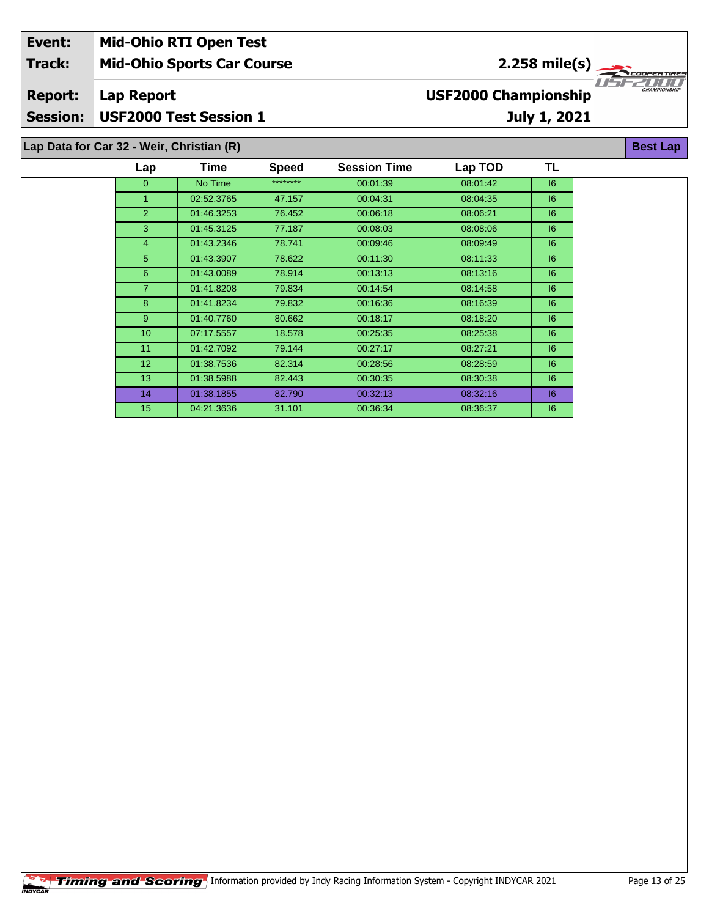| Event: | Mid-Ohio RTI Open Test | |
|---|---|---|
| Track: | Mid-Ohio Sports Car Course | 2.258 mile(s) |
| Report: | Lap Report | USF2000 Championship |
| Session: | USF2000 Test Session 1 | July 1, 2021 |

## Lap Data for Car 32 - Weir, Christian (R)

**Best Lap**

| Lap | Time | Speed | Session Time | Lap TOD | TL |
|---|---|---|---|---|---|
| 0 | No Time | ******** | 00:01:39 | 08:01:42 | I6 |
| 1 | 02:52.3765 | 47.157 | 00:04:31 | 08:04:35 | I6 |
| 2 | 01:46.3253 | 76.452 | 00:06:18 | 08:06:21 | I6 |
| 3 | 01:45.3125 | 77.187 | 00:08:03 | 08:08:06 | I6 |
| 4 | 01:43.2346 | 78.741 | 00:09:46 | 08:09:49 | I6 |
| 5 | 01:43.3907 | 78.622 | 00:11:30 | 08:11:33 | I6 |
| 6 | 01:43.0089 | 78.914 | 00:13:13 | 08:13:16 | I6 |
| 7 | 01:41.8208 | 79.834 | 00:14:54 | 08:14:58 | I6 |
| 8 | 01:41.8234 | 79.832 | 00:16:36 | 08:16:39 | I6 |
| 9 | 01:40.7760 | 80.662 | 00:18:17 | 08:18:20 | I6 |
| 10 | 07:17.5557 | 18.578 | 00:25:35 | 08:25:38 | I6 |
| 11 | 01:42.7092 | 79.144 | 00:27:17 | 08:27:21 | I6 |
| 12 | 01:38.7536 | 82.314 | 00:28:56 | 08:28:59 | I6 |
| 13 | 01:38.5988 | 82.443 | 00:30:35 | 08:30:38 | I6 |
| 14 | 01:38.1855 | 82.790 | 00:32:13 | 08:32:16 | I6 |
| 15 | 04:21.3636 | 31.101 | 00:36:34 | 08:36:37 | I6 |

Information provided by Indy Racing Information System - Copyright INDYCAR 2021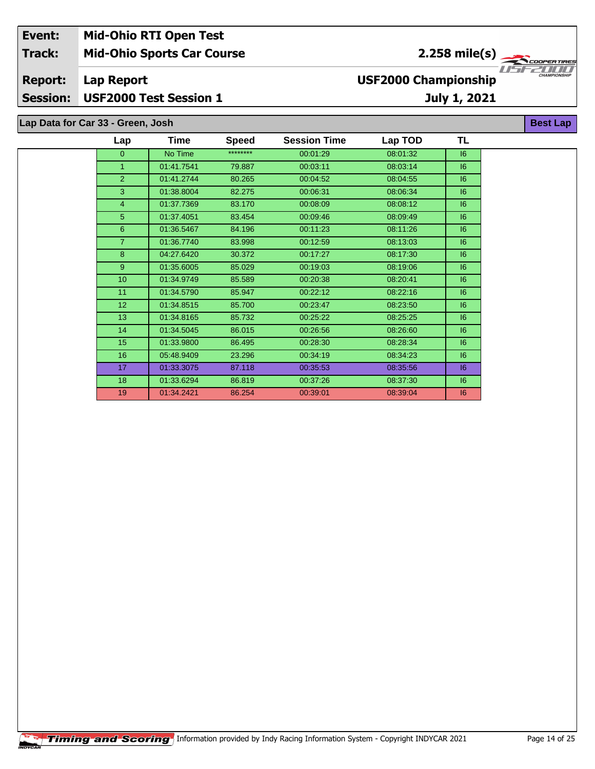| | |
|---|---|
| **Event:** | **Mid-Ohio RTI Open Test** |
| **Track:** | **Mid-Ohio Sports Car Course** |
| **Report:** | **Lap Report** |
| **Session:** | **USF2000 Test Session 1** |

**2.258 mile(s)**

**USF2000 Championship**

**July 1, 2021**

## Lap Data for Car 33 - Green, Josh

**Best Lap**

| Lap | Time | Speed | Session Time | Lap TOD | TL |
|---|---|---|---|---|---|
| 0 | No Time | ******** | 00:01:29 | 08:01:32 | I6 |
| 1 | 01:41.7541 | 79.887 | 00:03:11 | 08:03:14 | I6 |
| 2 | 01:41.2744 | 80.265 | 00:04:52 | 08:04:55 | I6 |
| 3 | 01:38.8004 | 82.275 | 00:06:31 | 08:06:34 | I6 |
| 4 | 01:37.7369 | 83.170 | 00:08:09 | 08:08:12 | I6 |
| 5 | 01:37.4051 | 83.454 | 00:09:46 | 08:09:49 | I6 |
| 6 | 01:36.5467 | 84.196 | 00:11:23 | 08:11:26 | I6 |
| 7 | 01:36.7740 | 83.998 | 00:12:59 | 08:13:03 | I6 |
| 8 | 04:27.6420 | 30.372 | 00:17:27 | 08:17:30 | I6 |
| 9 | 01:35.6005 | 85.029 | 00:19:03 | 08:19:06 | I6 |
| 10 | 01:34.9749 | 85.589 | 00:20:38 | 08:20:41 | I6 |
| 11 | 01:34.5790 | 85.947 | 00:22:12 | 08:22:16 | I6 |
| 12 | 01:34.8515 | 85.700 | 00:23:47 | 08:23:50 | I6 |
| 13 | 01:34.8165 | 85.732 | 00:25:22 | 08:25:25 | I6 |
| 14 | 01:34.5045 | 86.015 | 00:26:56 | 08:26:60 | I6 |
| 15 | 01:33.9800 | 86.495 | 00:28:30 | 08:28:34 | I6 |
| 16 | 05:48.9409 | 23.296 | 00:34:19 | 08:34:23 | I6 |
| 17 | 01:33.3075 | 87.118 | 00:35:53 | 08:35:56 | I6 |
| 18 | 01:33.6294 | 86.819 | 00:37:26 | 08:37:30 | I6 |
| 19 | 01:34.2421 | 86.254 | 00:39:01 | 08:39:04 | I6 |

Information provided by Indy Racing Information System - Copyright INDYCAR 2021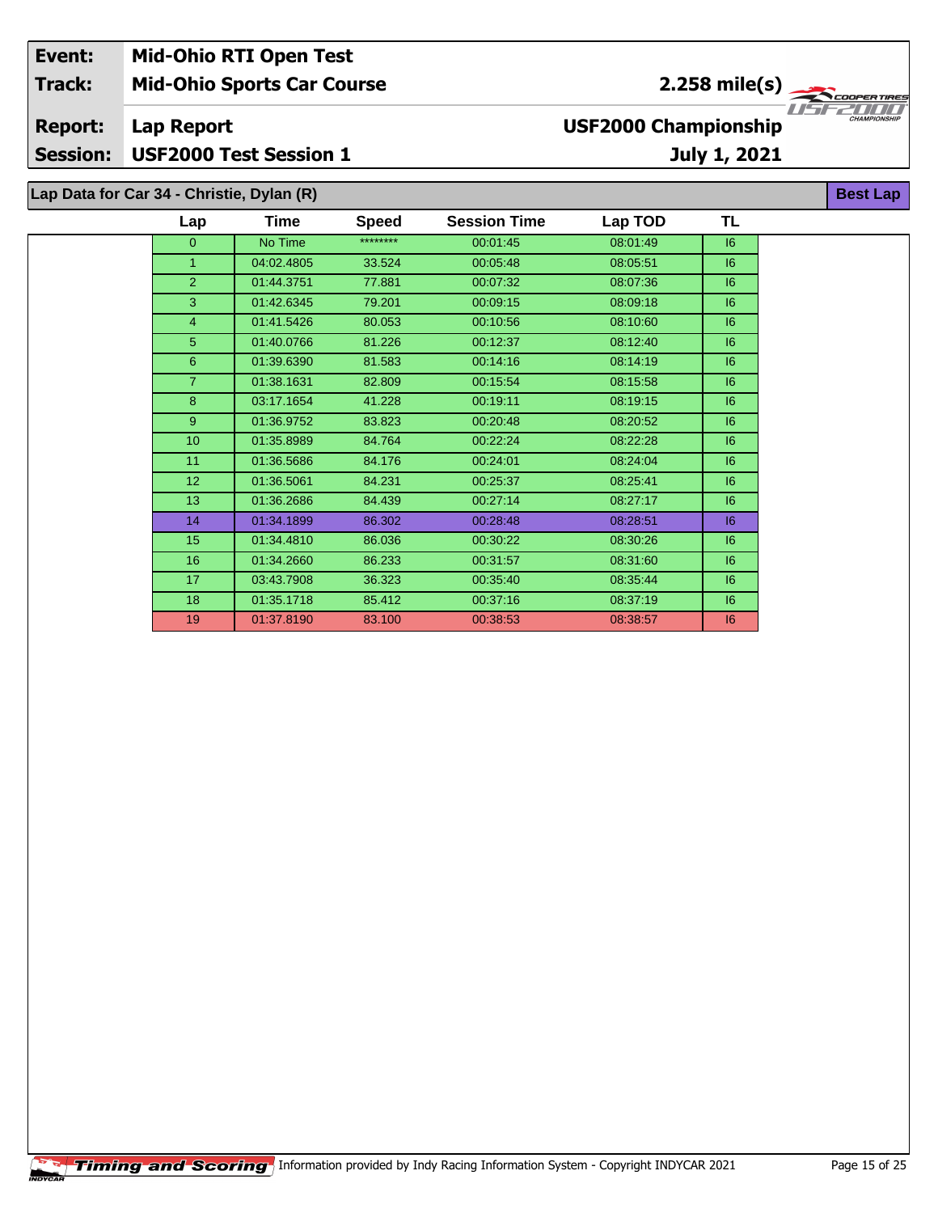| | |
|---|---|
| **Event:** | **Mid-Ohio RTI Open Test** |
| **Track:** | **Mid-Ohio Sports Car Course** |
| **Report:** | **Lap Report** |
| **Session:** | **USF2000 Test Session 1** |

**2.258 mile(s)**

**USF2000 Championship**

**July 1, 2021**

## Lap Data for Car 34 - Christie, Dylan (R)

**Best Lap**

| Lap | Time | Speed | Session Time | Lap TOD | TL |
|---|---|---|---|---|---|
| 0 | No Time | ******** | 00:01:45 | 08:01:49 | I6 |
| 1 | 04:02.4805 | 33.524 | 00:05:48 | 08:05:51 | I6 |
| 2 | 01:44.3751 | 77.881 | 00:07:32 | 08:07:36 | I6 |
| 3 | 01:42.6345 | 79.201 | 00:09:15 | 08:09:18 | I6 |
| 4 | 01:41.5426 | 80.053 | 00:10:56 | 08:10:60 | I6 |
| 5 | 01:40.0766 | 81.226 | 00:12:37 | 08:12:40 | I6 |
| 6 | 01:39.6390 | 81.583 | 00:14:16 | 08:14:19 | I6 |
| 7 | 01:38.1631 | 82.809 | 00:15:54 | 08:15:58 | I6 |
| 8 | 03:17.1654 | 41.228 | 00:19:11 | 08:19:15 | I6 |
| 9 | 01:36.9752 | 83.823 | 00:20:48 | 08:20:52 | I6 |
| 10 | 01:35.8989 | 84.764 | 00:22:24 | 08:22:28 | I6 |
| 11 | 01:36.5686 | 84.176 | 00:24:01 | 08:24:04 | I6 |
| 12 | 01:36.5061 | 84.231 | 00:25:37 | 08:25:41 | I6 |
| 13 | 01:36.2686 | 84.439 | 00:27:14 | 08:27:17 | I6 |
| 14 | 01:34.1899 | 86.302 | 00:28:48 | 08:28:51 | I6 |
| 15 | 01:34.4810 | 86.036 | 00:30:22 | 08:30:26 | I6 |
| 16 | 01:34.2660 | 86.233 | 00:31:57 | 08:31:60 | I6 |
| 17 | 03:43.7908 | 36.323 | 00:35:40 | 08:35:44 | I6 |
| 18 | 01:35.1718 | 85.412 | 00:37:16 | 08:37:19 | I6 |
| 19 | 01:37.8190 | 83.100 | 00:38:53 | 08:38:57 | I6 |

Information provided by Indy Racing Information System - Copyright INDYCAR 2021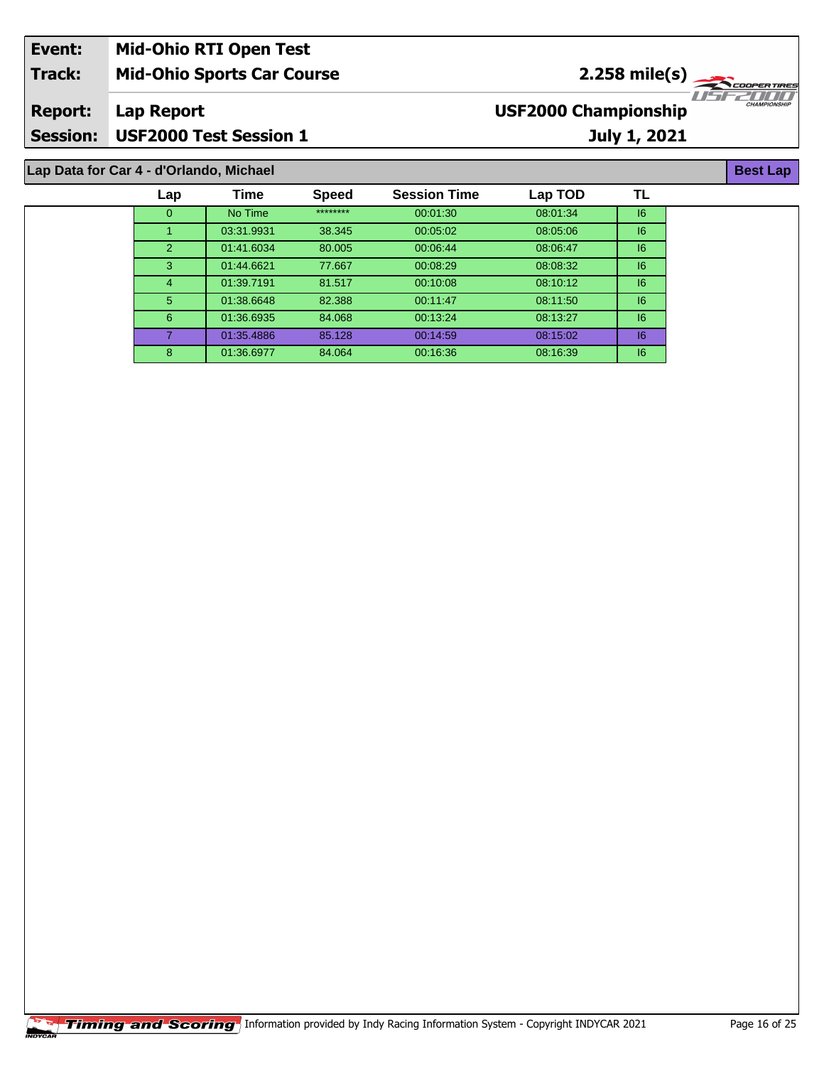| Event: | Mid-Ohio RTI Open Test | |
|---|---|---|
| Track: | Mid-Ohio Sports Car Course | 2.258 mile(s) |
| Report: | Lap Report | USF2000 Championship |
| Session: | USF2000 Test Session 1 | July 1, 2021 |

## Lap Data for Car 4 - d'Orlando, Michael

**Best Lap**

| Lap | Time | Speed | Session Time | Lap TOD | TL |
|---|---|---|---|---|---|
| 0 | No Time | ******** | 00:01:30 | 08:01:34 | I6 |
| 1 | 03:31.9931 | 38.345 | 00:05:02 | 08:05:06 | I6 |
| 2 | 01:41.6034 | 80.005 | 00:06:44 | 08:06:47 | I6 |
| 3 | 01:44.6621 | 77.667 | 00:08:29 | 08:08:32 | I6 |
| 4 | 01:39.7191 | 81.517 | 00:10:08 | 08:10:12 | I6 |
| 5 | 01:38.6648 | 82.388 | 00:11:47 | 08:11:50 | I6 |
| 6 | 01:36.6935 | 84.068 | 00:13:24 | 08:13:27 | I6 |
| 7 | 01:35.4886 | 85.128 | 00:14:59 | 08:15:02 | I6 |
| 8 | 01:36.6977 | 84.064 | 00:16:36 | 08:16:39 | I6 |

Timing and Scoring Information provided by Indy Racing Information System - Copyright INDYCAR 2021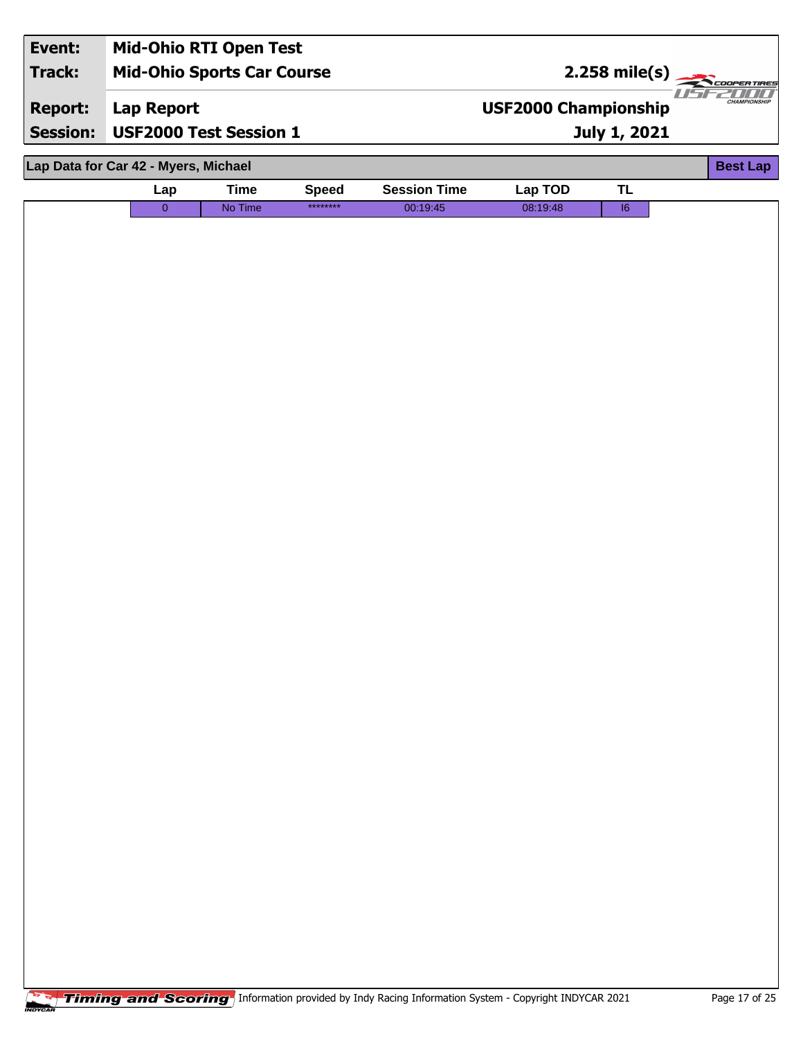| Event: | Mid-Ohio RTI Open Test | |
|---|---|---|
| Track: | Mid-Ohio Sports Car Course | 2.258 mile(s) |
| Report: | Lap Report | USF2000 Championship |
| Session: | USF2000 Test Session 1 | July 1, 2021 |

## Lap Data for Car 42 - Myers, Michael

**Best Lap**

| Lap | Time | Speed | Session Time | Lap TOD | TL |
|---|---|---|---|---|---|
| 0 | No Time | ******** | 00:19:45 | 08:19:48 | I6 |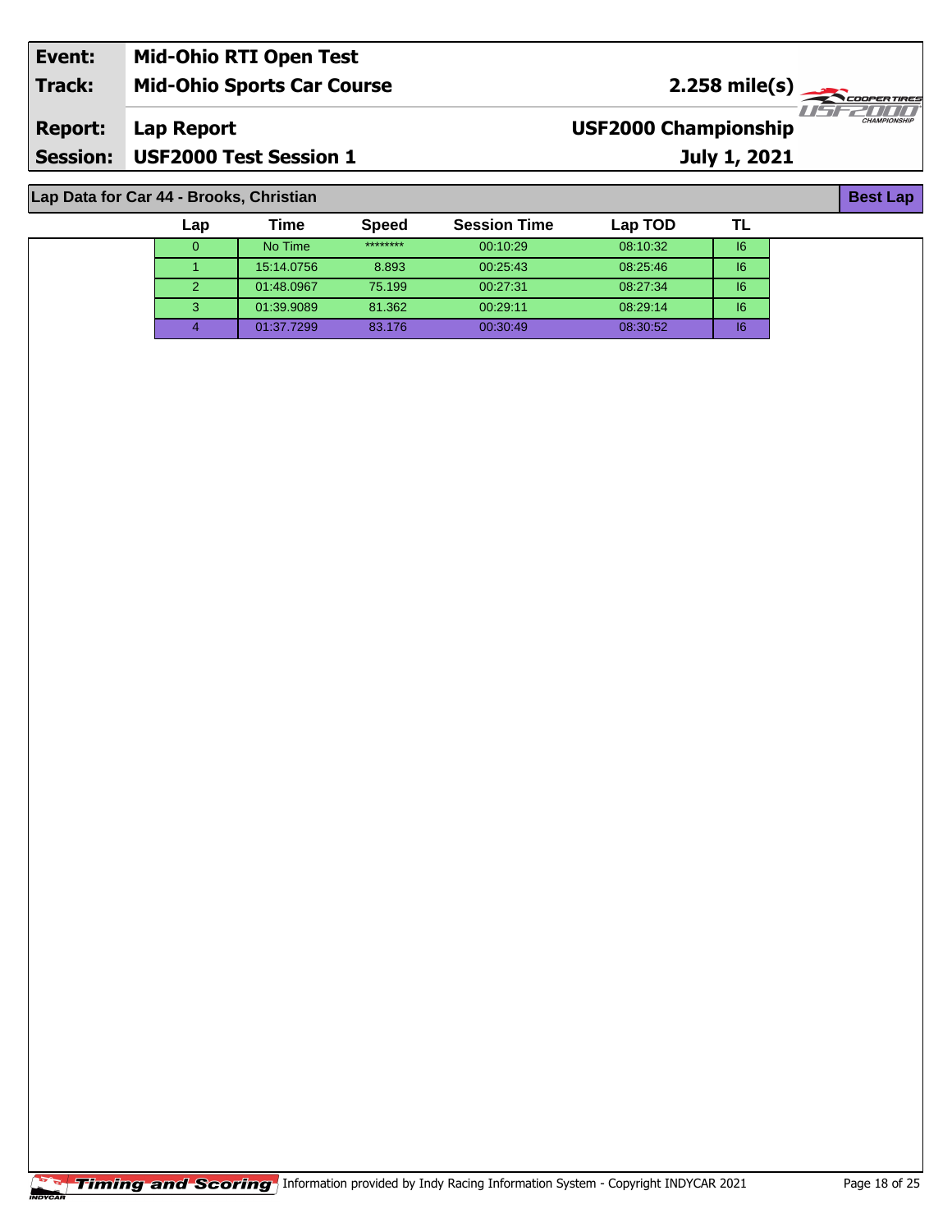| Event: | Mid-Ohio RTI Open Test | |
|---|---|---|
| Track: | Mid-Ohio Sports Car Course | 2.258 mile(s) |
| Report: | Lap Report | USF2000 Championship |
| Session: | USF2000 Test Session 1 | July 1, 2021 |

## Lap Data for Car 44 - Brooks, Christian

**Best Lap**

| Lap | Time | Speed | Session Time | Lap TOD | TL |
|---|---|---|---|---|---|
| 0 | No Time | ******** | 00:10:29 | 08:10:32 | I6 |
| 1 | 15:14.0756 | 8.893 | 00:25:43 | 08:25:46 | I6 |
| 2 | 01:48.0967 | 75.199 | 00:27:31 | 08:27:34 | I6 |
| 3 | 01:39.9089 | 81.362 | 00:29:11 | 08:29:14 | I6 |
| 4 | 01:37.7299 | 83.176 | 00:30:49 | 08:30:52 | I6 |

Timing and Scoring Information provided by Indy Racing Information System - Copyright INDYCAR 2021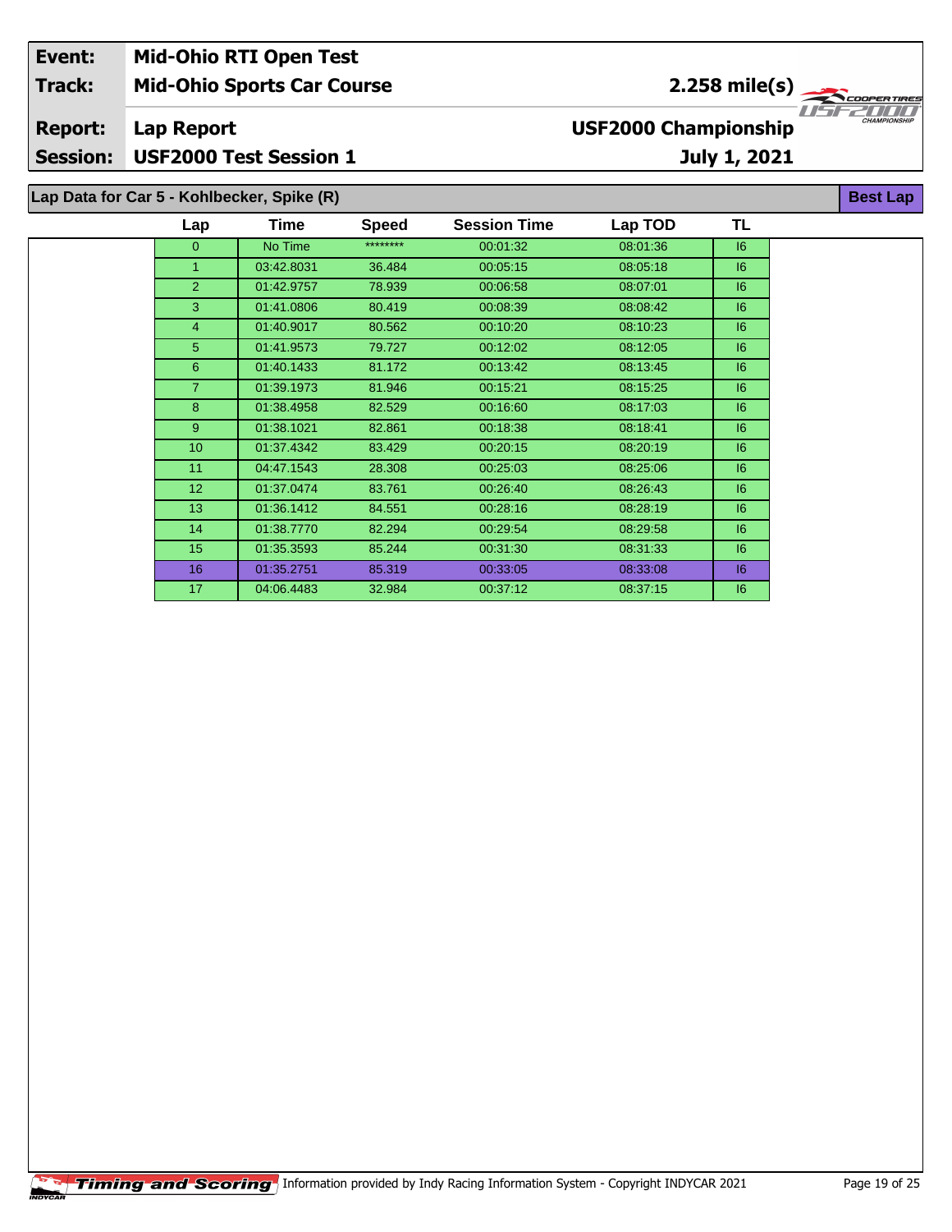| | |
|---|---|
| **Event:** | **Mid-Ohio RTI Open Test** |
| **Track:** | **Mid-Ohio Sports Car Course** — **2.258 mile(s)** |
| **Report:** | **Lap Report** — **USF2000 Championship** |
| **Session:** | **USF2000 Test Session 1** — **July 1, 2021** |

## Lap Data for Car 5 - Kohlbecker, Spike (R)

**Best Lap**

| Lap | Time | Speed | Session Time | Lap TOD | TL |
|---|---|---|---|---|---|
| 0 | No Time | ******** | 00:01:32 | 08:01:36 | I6 |
| 1 | 03:42.8031 | 36.484 | 00:05:15 | 08:05:18 | I6 |
| 2 | 01:42.9757 | 78.939 | 00:06:58 | 08:07:01 | I6 |
| 3 | 01:41.0806 | 80.419 | 00:08:39 | 08:08:42 | I6 |
| 4 | 01:40.9017 | 80.562 | 00:10:20 | 08:10:23 | I6 |
| 5 | 01:41.9573 | 79.727 | 00:12:02 | 08:12:05 | I6 |
| 6 | 01:40.1433 | 81.172 | 00:13:42 | 08:13:45 | I6 |
| 7 | 01:39.1973 | 81.946 | 00:15:21 | 08:15:25 | I6 |
| 8 | 01:38.4958 | 82.529 | 00:16:60 | 08:17:03 | I6 |
| 9 | 01:38.1021 | 82.861 | 00:18:38 | 08:18:41 | I6 |
| 10 | 01:37.4342 | 83.429 | 00:20:15 | 08:20:19 | I6 |
| 11 | 04:47.1543 | 28.308 | 00:25:03 | 08:25:06 | I6 |
| 12 | 01:37.0474 | 83.761 | 00:26:40 | 08:26:43 | I6 |
| 13 | 01:36.1412 | 84.551 | 00:28:16 | 08:28:19 | I6 |
| 14 | 01:38.7770 | 82.294 | 00:29:54 | 08:29:58 | I6 |
| 15 | 01:35.3593 | 85.244 | 00:31:30 | 08:31:33 | I6 |
| 16 | 01:35.2751 | 85.319 | 00:33:05 | 08:33:08 | I6 |
| 17 | 04:06.4483 | 32.984 | 00:37:12 | 08:37:15 | I6 |

Timing and Scoring — Information provided by Indy Racing Information System - Copyright INDYCAR 2021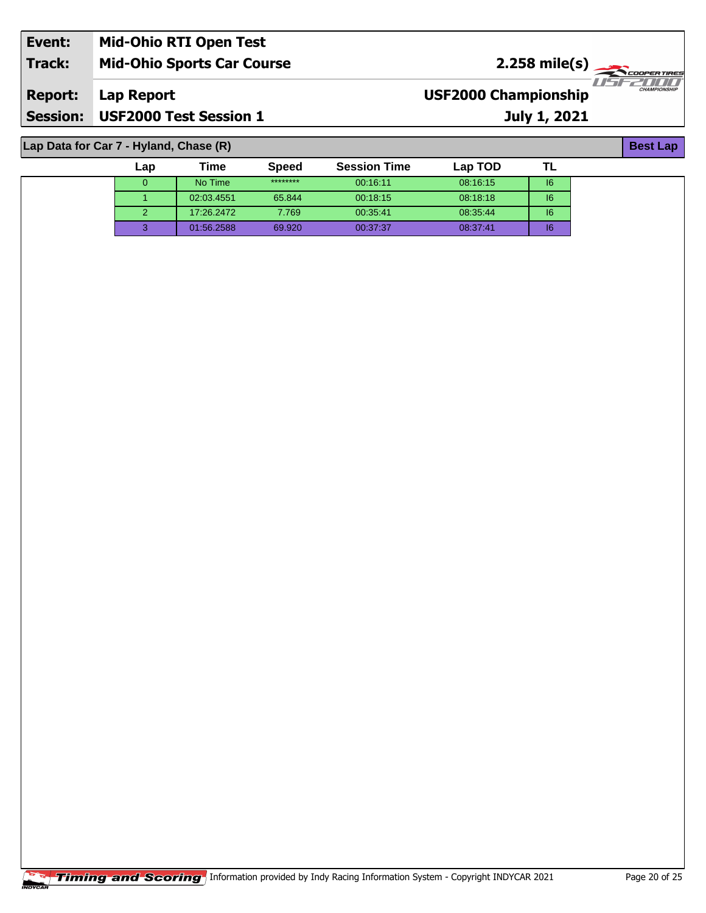| Event: | Mid-Ohio RTI Open Test | |
|---|---|---|
| Track: | Mid-Ohio Sports Car Course | 2.258 mile(s) |
| Report: | Lap Report | USF2000 Championship |
| Session: | USF2000 Test Session 1 | July 1, 2021 |

## Lap Data for Car 7 - Hyland, Chase (R)

**Best Lap**

| Lap | Time | Speed | Session Time | Lap TOD | TL |
|---|---|---|---|---|---|
| 0 | No Time | ******** | 00:16:11 | 08:16:15 | I6 |
| 1 | 02:03.4551 | 65.844 | 00:18:15 | 08:18:18 | I6 |
| 2 | 17:26.2472 | 7.769 | 00:35:41 | 08:35:44 | I6 |
| 3 | 01:56.2588 | 69.920 | 00:37:37 | 08:37:41 | I6 |

Timing and Scoring Information provided by Indy Racing Information System - Copyright INDYCAR 2021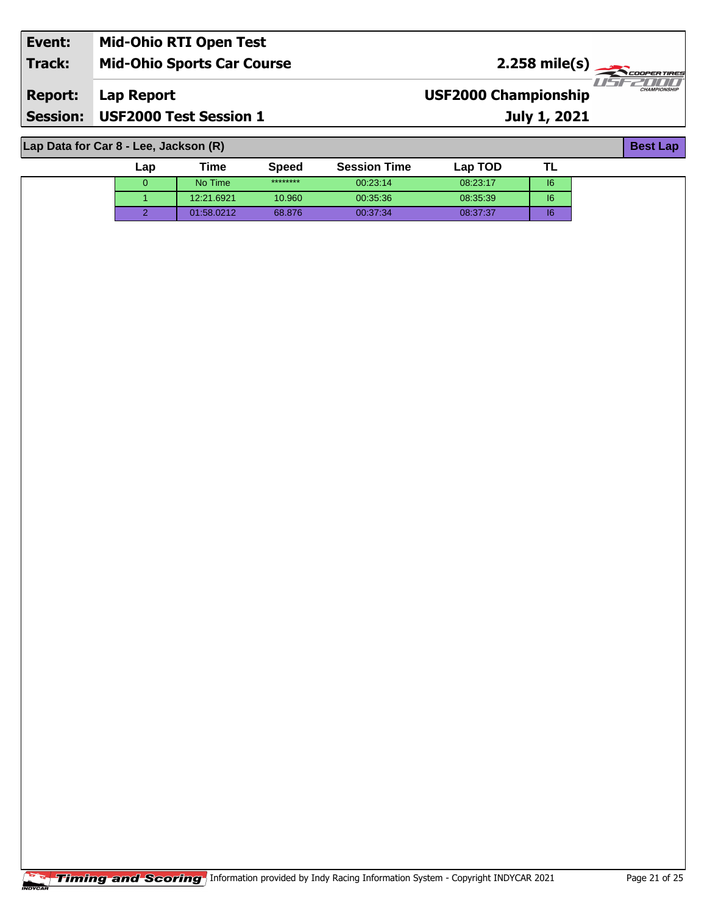| Event: | Mid-Ohio RTI Open Test | |
|---|---|---|
| Track: | Mid-Ohio Sports Car Course | 2.258 mile(s) |
| Report: | Lap Report | USF2000 Championship |
| Session: | USF2000 Test Session 1 | July 1, 2021 |

## Lap Data for Car 8 - Lee, Jackson (R)

**Best Lap**

| Lap | Time | Speed | Session Time | Lap TOD | TL |
|---|---|---|---|---|---|
| 0 | No Time | ******** | 00:23:14 | 08:23:17 | I6 |
| 1 | 12:21.6921 | 10.960 | 00:35:36 | 08:35:39 | I6 |
| 2 | 01:58.0212 | 68.876 | 00:37:34 | 08:37:37 | I6 |

Timing and Scoring Information provided by Indy Racing Information System - Copyright INDYCAR 2021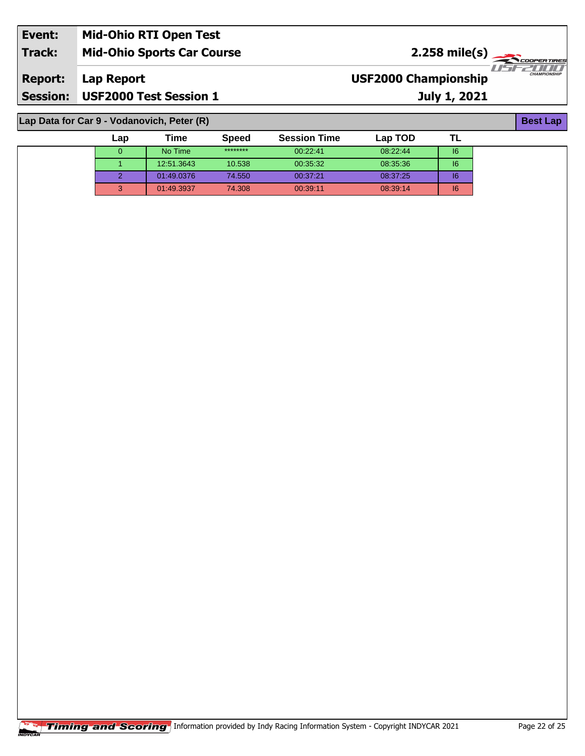| Event: | Mid-Ohio RTI Open Test | |
|---|---|---|
| Track: | Mid-Ohio Sports Car Course | 2.258 mile(s) |
| Report: | Lap Report | USF2000 Championship |
| Session: | USF2000 Test Session 1 | July 1, 2021 |

## Lap Data for Car 9 - Vodanovich, Peter (R)

**Best Lap**

| Lap | Time | Speed | Session Time | Lap TOD | TL |
|---|---|---|---|---|---|
| 0 | No Time | ******** | 00:22:41 | 08:22:44 | I6 |
| 1 | 12:51.3643 | 10.538 | 00:35:32 | 08:35:36 | I6 |
| 2 | 01:49.0376 | 74.550 | 00:37:21 | 08:37:25 | I6 |
| 3 | 01:49.3937 | 74.308 | 00:39:11 | 08:39:14 | I6 |

Timing and Scoring — Information provided by Indy Racing Information System - Copyright INDYCAR 2021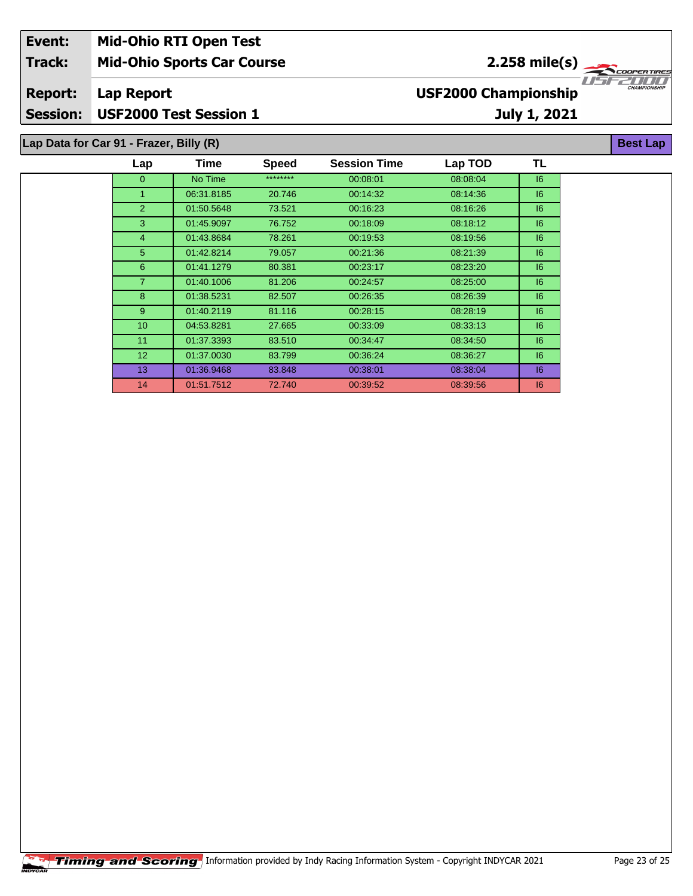| Event: | Mid-Ohio RTI Open Test | |
|---|---|---|
| Track: | Mid-Ohio Sports Car Course | 2.258 mile(s) |
| Report: | Lap Report | USF2000 Championship |
| Session: | USF2000 Test Session 1 | July 1, 2021 |

## Lap Data for Car 91 - Frazer, Billy (R)

**Best Lap**

| Lap | Time | Speed | Session Time | Lap TOD | TL |
|---|---|---|---|---|---|
| 0 | No Time | ******** | 00:08:01 | 08:08:04 | I6 |
| 1 | 06:31.8185 | 20.746 | 00:14:32 | 08:14:36 | I6 |
| 2 | 01:50.5648 | 73.521 | 00:16:23 | 08:16:26 | I6 |
| 3 | 01:45.9097 | 76.752 | 00:18:09 | 08:18:12 | I6 |
| 4 | 01:43.8684 | 78.261 | 00:19:53 | 08:19:56 | I6 |
| 5 | 01:42.8214 | 79.057 | 00:21:36 | 08:21:39 | I6 |
| 6 | 01:41.1279 | 80.381 | 00:23:17 | 08:23:20 | I6 |
| 7 | 01:40.1006 | 81.206 | 00:24:57 | 08:25:00 | I6 |
| 8 | 01:38.5231 | 82.507 | 00:26:35 | 08:26:39 | I6 |
| 9 | 01:40.2119 | 81.116 | 00:28:15 | 08:28:19 | I6 |
| 10 | 04:53.8281 | 27.665 | 00:33:09 | 08:33:13 | I6 |
| 11 | 01:37.3393 | 83.510 | 00:34:47 | 08:34:50 | I6 |
| 12 | 01:37.0030 | 83.799 | 00:36:24 | 08:36:27 | I6 |
| 13 | 01:36.9468 | 83.848 | 00:38:01 | 08:38:04 | I6 |
| 14 | 01:51.7512 | 72.740 | 00:39:52 | 08:39:56 | I6 |

Timing and Scoring Information provided by Indy Racing Information System - Copyright INDYCAR 2021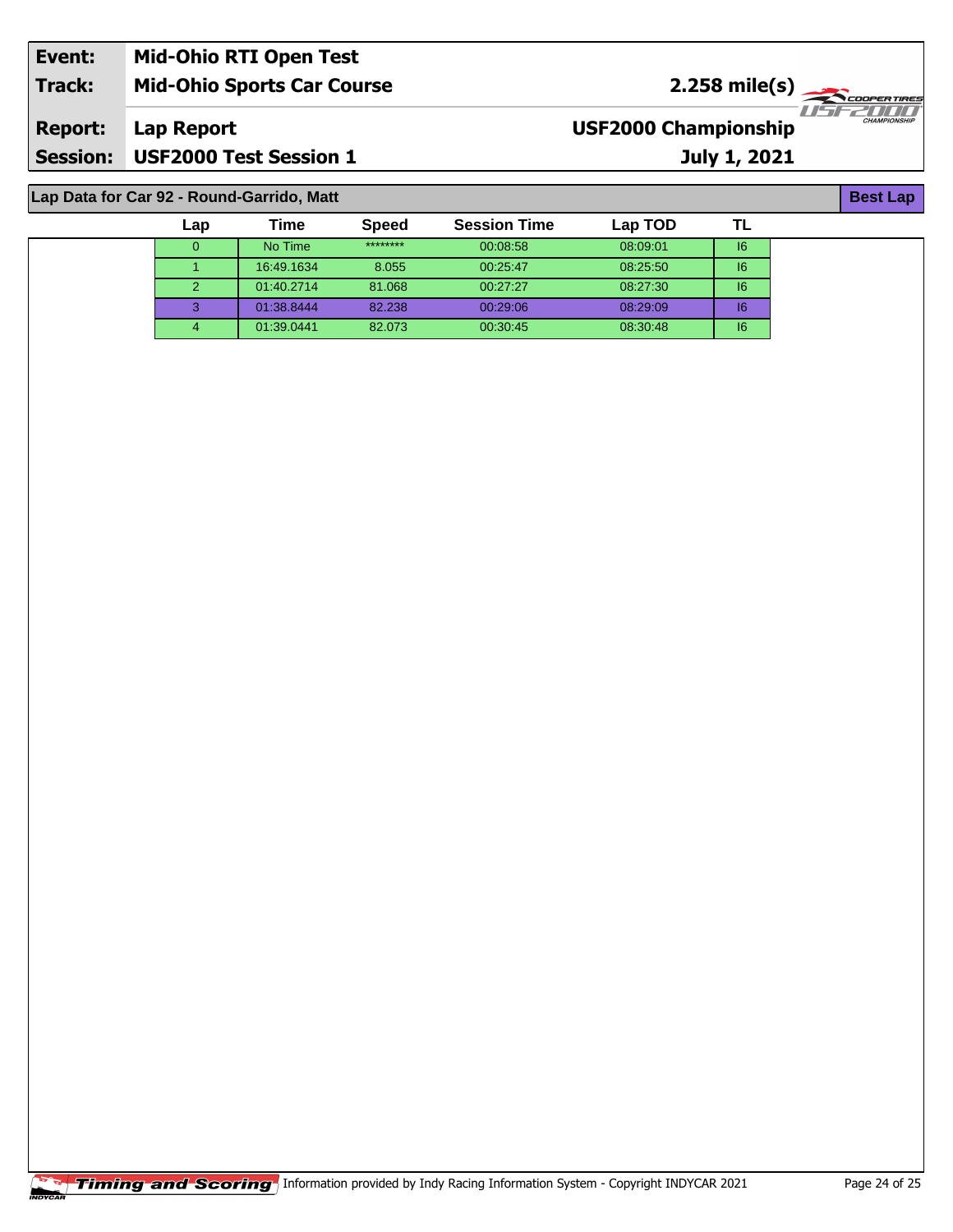| | |
|---|---|
| **Event:** | **Mid-Ohio RTI Open Test** |
| **Track:** | **Mid-Ohio Sports Car Course** — **2.258 mile(s)** |
| **Report:** | **Lap Report** — **USF2000 Championship** |
| **Session:** | **USF2000 Test Session 1** — **July 1, 2021** |

## Lap Data for Car 92 - Round-Garrido, Matt

**Best Lap**

| Lap | Time | Speed | Session Time | Lap TOD | TL |
|---|---|---|---|---|---|
| 0 | No Time | ******** | 00:08:58 | 08:09:01 | I6 |
| 1 | 16:49.1634 | 8.055 | 00:25:47 | 08:25:50 | I6 |
| 2 | 01:40.2714 | 81.068 | 00:27:27 | 08:27:30 | I6 |
| 3 | 01:38.8444 | 82.238 | 00:29:06 | 08:29:09 | I6 |
| 4 | 01:39.0441 | 82.073 | 00:30:45 | 08:30:48 | I6 |

Information provided by Indy Racing Information System - Copyright INDYCAR 2021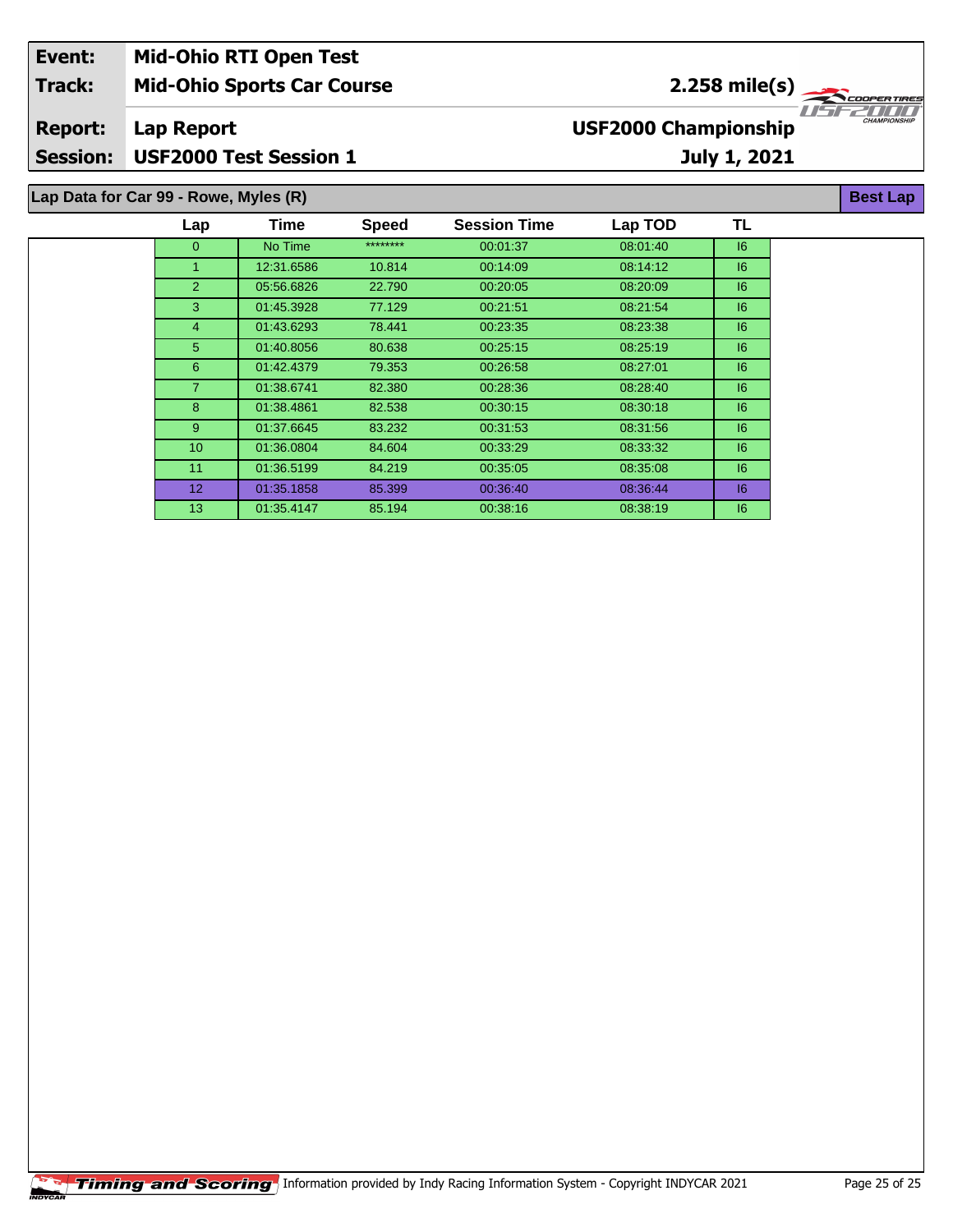| | |
|---|---|
| **Event:** | **Mid-Ohio RTI Open Test** |
| **Track:** | **Mid-Ohio Sports Car Course** |
| **Report:** | **Lap Report** |
| **Session:** | **USF2000 Test Session 1** |

**2.258 mile(s)**

**USF2000 Championship**

**July 1, 2021**

## Lap Data for Car 99 - Rowe, Myles (R)

**Best Lap**

| Lap | Time | Speed | Session Time | Lap TOD | TL |
|---|---|---|---|---|---|
| 0 | No Time | ******** | 00:01:37 | 08:01:40 | I6 |
| 1 | 12:31.6586 | 10.814 | 00:14:09 | 08:14:12 | I6 |
| 2 | 05:56.6826 | 22.790 | 00:20:05 | 08:20:09 | I6 |
| 3 | 01:45.3928 | 77.129 | 00:21:51 | 08:21:54 | I6 |
| 4 | 01:43.6293 | 78.441 | 00:23:35 | 08:23:38 | I6 |
| 5 | 01:40.8056 | 80.638 | 00:25:15 | 08:25:19 | I6 |
| 6 | 01:42.4379 | 79.353 | 00:26:58 | 08:27:01 | I6 |
| 7 | 01:38.6741 | 82.380 | 00:28:36 | 08:28:40 | I6 |
| 8 | 01:38.4861 | 82.538 | 00:30:15 | 08:30:18 | I6 |
| 9 | 01:37.6645 | 83.232 | 00:31:53 | 08:31:56 | I6 |
| 10 | 01:36.0804 | 84.604 | 00:33:29 | 08:33:32 | I6 |
| 11 | 01:36.5199 | 84.219 | 00:35:05 | 08:35:08 | I6 |
| 12 | 01:35.1858 | 85.399 | 00:36:40 | 08:36:44 | I6 |
| 13 | 01:35.4147 | 85.194 | 00:38:16 | 08:38:19 | I6 |

Timing and Scoring Information provided by Indy Racing Information System - Copyright INDYCAR 2021